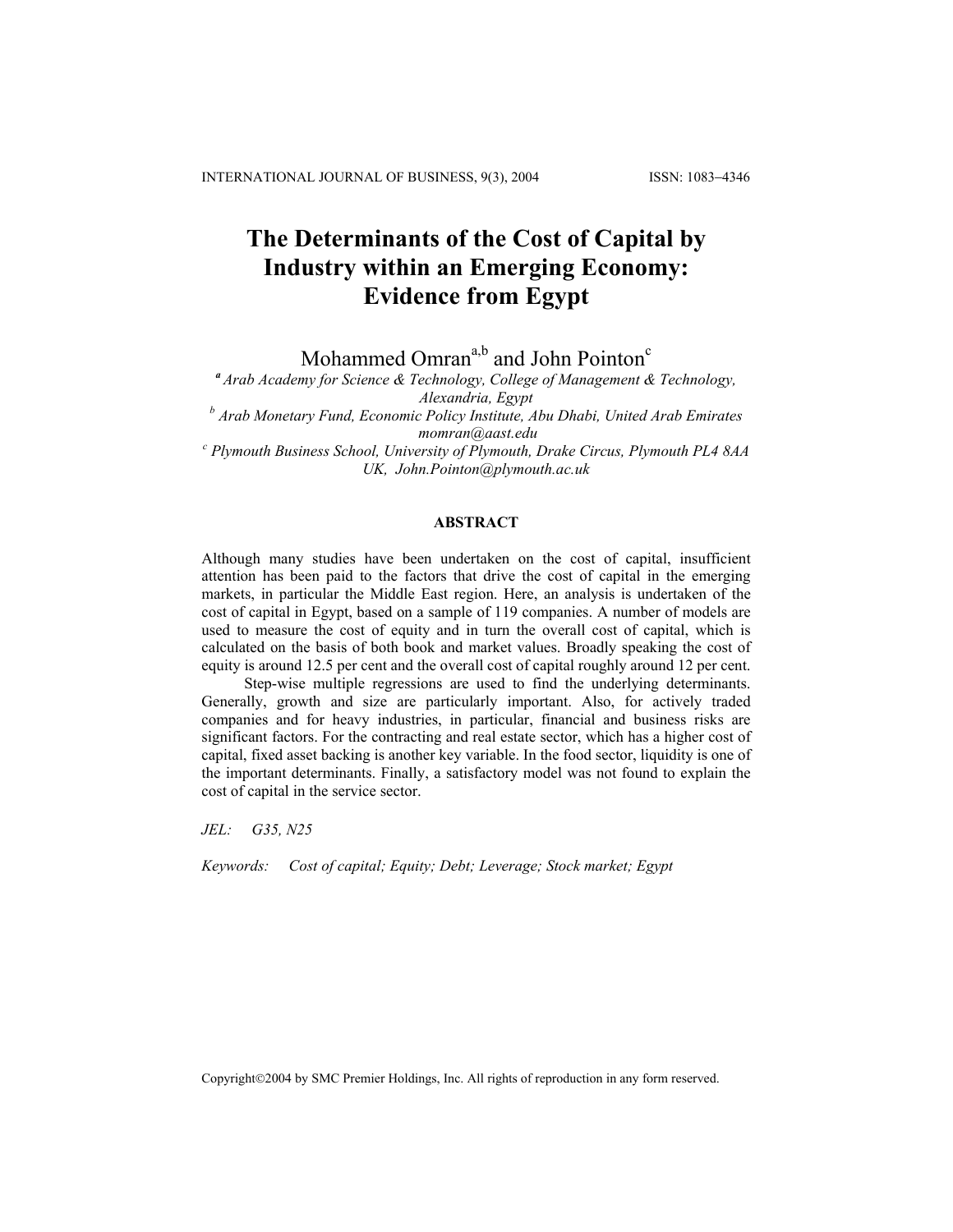# The Determinants of the Cost of Capital by Industry within an Emerging Economy: Evidence from Egypt

Mohammed Omran[a,b] and John Pointon[c]

[a] *Arab Academy for Science & Technology, College of Management & Technology, Alexandria, Egypt*

[b] *Arab Monetary Fund, Economic Policy Institute, Abu Dhabi, United Arab Emirates momran@aast.edu*

[c] *Plymouth Business School, University of Plymouth, Drake Circus, Plymouth PL4 8AA UK, John.Pointon@plymouth.ac.uk*

## ABSTRACT

Although many studies have been undertaken on the cost of capital, insufficient attention has been paid to the factors that drive the cost of capital in the emerging markets, in particular the Middle East region. Here, an analysis is undertaken of the cost of capital in Egypt, based on a sample of 119 companies. A number of models are used to measure the cost of equity and in turn the overall cost of capital, which is calculated on the basis of both book and market values. Broadly speaking the cost of equity is around 12.5 per cent and the overall cost of capital roughly around 12 per cent.

Step-wise multiple regressions are used to find the underlying determinants. Generally, growth and size are particularly important. Also, for actively traded companies and for heavy industries, in particular, financial and business risks are significant factors. For the contracting and real estate sector, which has a higher cost of capital, fixed asset backing is another key variable. In the food sector, liquidity is one of the important determinants. Finally, a satisfactory model was not found to explain the cost of capital in the service sector.

*JEL:* G35, N25

*Keywords:* *Cost of capital; Equity; Debt; Leverage; Stock market; Egypt*

Copyright©2004 by SMC Premier Holdings, Inc. All rights of reproduction in any form reserved.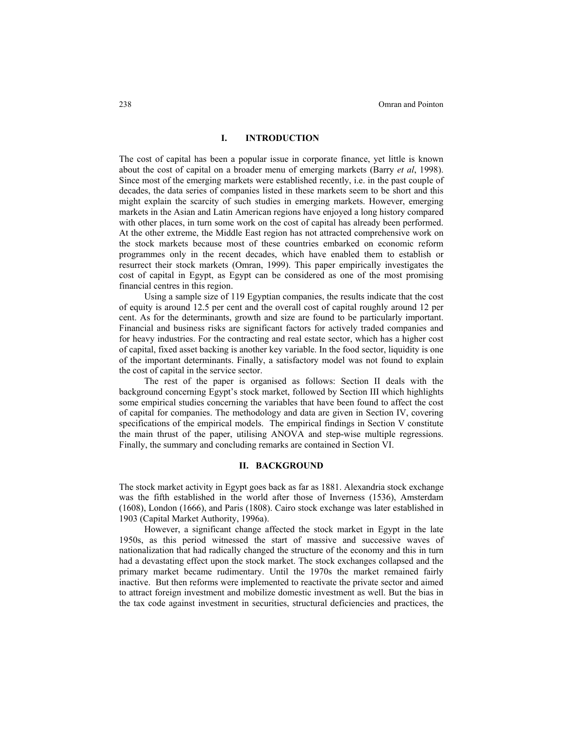## I. INTRODUCTION

The cost of capital has been a popular issue in corporate finance, yet little is known about the cost of capital on a broader menu of emerging markets (Barry *et al*, 1998). Since most of the emerging markets were established recently, i.e. in the past couple of decades, the data series of companies listed in these markets seem to be short and this might explain the scarcity of such studies in emerging markets. However, emerging markets in the Asian and Latin American regions have enjoyed a long history compared with other places, in turn some work on the cost of capital has already been performed. At the other extreme, the Middle East region has not attracted comprehensive work on the stock markets because most of these countries embarked on economic reform programmes only in the recent decades, which have enabled them to establish or resurrect their stock markets (Omran, 1999). This paper empirically investigates the cost of capital in Egypt, as Egypt can be considered as one of the most promising financial centres in this region.

Using a sample size of 119 Egyptian companies, the results indicate that the cost of equity is around 12.5 per cent and the overall cost of capital roughly around 12 per cent. As for the determinants, growth and size are found to be particularly important. Financial and business risks are significant factors for actively traded companies and for heavy industries. For the contracting and real estate sector, which has a higher cost of capital, fixed asset backing is another key variable. In the food sector, liquidity is one of the important determinants. Finally, a satisfactory model was not found to explain the cost of capital in the service sector.

The rest of the paper is organised as follows: Section II deals with the background concerning Egypt's stock market, followed by Section III which highlights some empirical studies concerning the variables that have been found to affect the cost of capital for companies. The methodology and data are given in Section IV, covering specifications of the empirical models. The empirical findings in Section V constitute the main thrust of the paper, utilising ANOVA and step-wise multiple regressions. Finally, the summary and concluding remarks are contained in Section VI.

## II. BACKGROUND

The stock market activity in Egypt goes back as far as 1881. Alexandria stock exchange was the fifth established in the world after those of Inverness (1536), Amsterdam (1608), London (1666), and Paris (1808). Cairo stock exchange was later established in 1903 (Capital Market Authority, 1996a).

However, a significant change affected the stock market in Egypt in the late 1950s, as this period witnessed the start of massive and successive waves of nationalization that had radically changed the structure of the economy and this in turn had a devastating effect upon the stock market. The stock exchanges collapsed and the primary market became rudimentary. Until the 1970s the market remained fairly inactive. But then reforms were implemented to reactivate the private sector and aimed to attract foreign investment and mobilize domestic investment as well. But the bias in the tax code against investment in securities, structural deficiencies and practices, the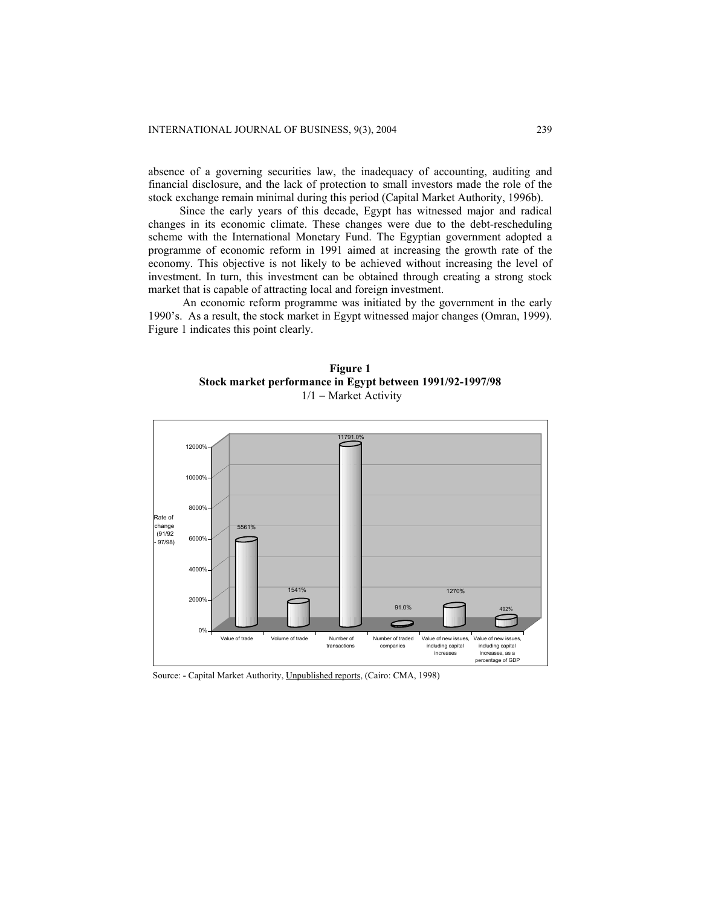absence of a governing securities law, the inadequacy of accounting, auditing and financial disclosure, and the lack of protection to small investors made the role of the stock exchange remain minimal during this period (Capital Market Authority, 1996b).

Since the early years of this decade, Egypt has witnessed major and radical changes in its economic climate. These changes were due to the debt-rescheduling scheme with the International Monetary Fund. The Egyptian government adopted a programme of economic reform in 1991 aimed at increasing the growth rate of the economy. This objective is not likely to be achieved without increasing the level of investment. In turn, this investment can be obtained through creating a strong stock market that is capable of attracting local and foreign investment.

An economic reform programme was initiated by the government in the early 1990's. As a result, the stock market in Egypt witnessed major changes (Omran, 1999). Figure 1 indicates this point clearly.

**Figure 1**
**Stock market performance in Egypt between 1991/92-1997/98**
1/1 – Market Activity

| | Rate of change (91/92 - 97/98) |
|---|---|
| Value of trade | 5561% |
| Volume of trade | 1541% |
| Number of transactions | 11791.0% |
| Number of traded companies | 91.0% |
| Value of new issues, including capital increases | 1270% |
| Value of new issues, including capital increases, as a percentage of GDP | 492% |

Source: - Capital Market Authority, Unpublished reports, (Cairo: CMA, 1998)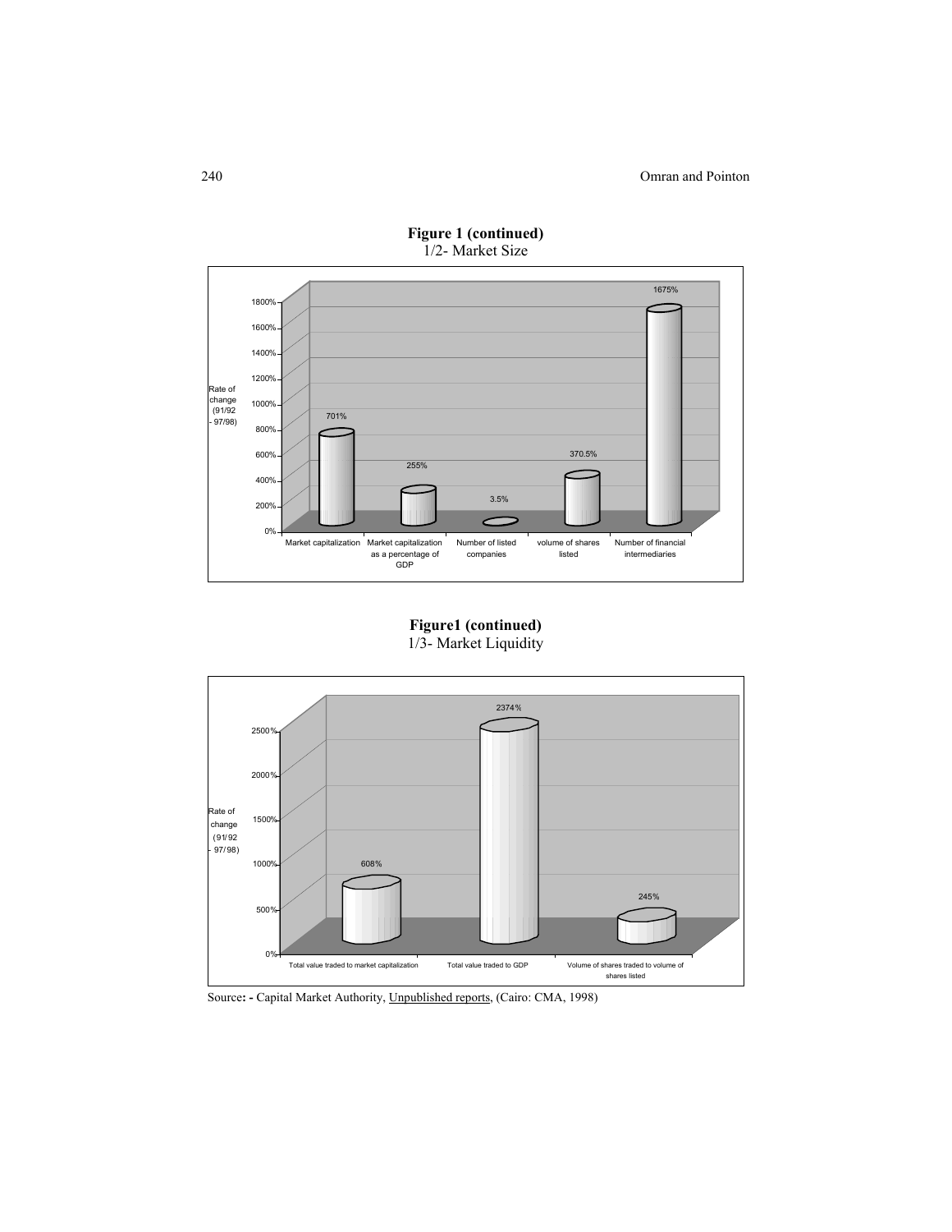**Figure 1 (continued)**
1/2- Market Size

| | Market capitalization | Market capitalization as a percentage of GDP | Number of listed companies | volume of shares listed | Number of financial intermediaries |
|---|---|---|---|---|---|
| Rate of change (91/92 - 97/98) | 701% | 255% | 3.5% | 370.5% | 1675% |

**Figure1 (continued)**
1/3- Market Liquidity

| | Total value traded to market capitalization | Total value traded to GDP | Volume of shares traded to volume of shares listed |
|---|---|---|---|
| Rate of change (91/92 - 97/98) | 608% | 2374% | 245% |

Source: - Capital Market Authority, Unpublished reports, (Cairo: CMA, 1998)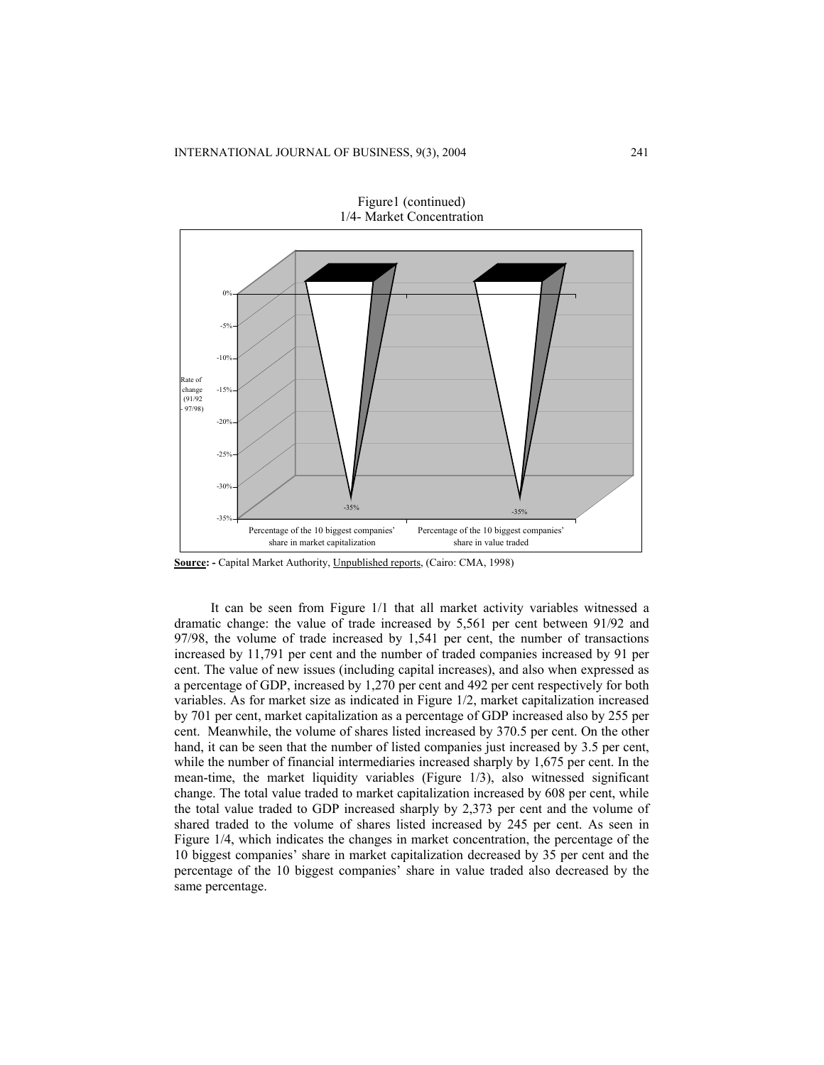Figure1 (continued)
1/4- Market Concentration

**Source: -** Capital Market Authority, Unpublished reports, (Cairo: CMA, 1998)

It can be seen from Figure 1/1 that all market activity variables witnessed a dramatic change: the value of trade increased by 5,561 per cent between 91/92 and 97/98, the volume of trade increased by 1,541 per cent, the number of transactions increased by 11,791 per cent and the number of traded companies increased by 91 per cent. The value of new issues (including capital increases), and also when expressed as a percentage of GDP, increased by 1,270 per cent and 492 per cent respectively for both variables. As for market size as indicated in Figure 1/2, market capitalization increased by 701 per cent, market capitalization as a percentage of GDP increased also by 255 per cent. Meanwhile, the volume of shares listed increased by 370.5 per cent. On the other hand, it can be seen that the number of listed companies just increased by 3.5 per cent, while the number of financial intermediaries increased sharply by 1,675 per cent. In the mean-time, the market liquidity variables (Figure 1/3), also witnessed significant change. The total value traded to market capitalization increased by 608 per cent, while the total value traded to GDP increased sharply by 2,373 per cent and the volume of shared traded to the volume of shares listed increased by 245 per cent. As seen in Figure 1/4, which indicates the changes in market concentration, the percentage of the 10 biggest companies' share in market capitalization decreased by 35 per cent and the percentage of the 10 biggest companies' share in value traded also decreased by the same percentage.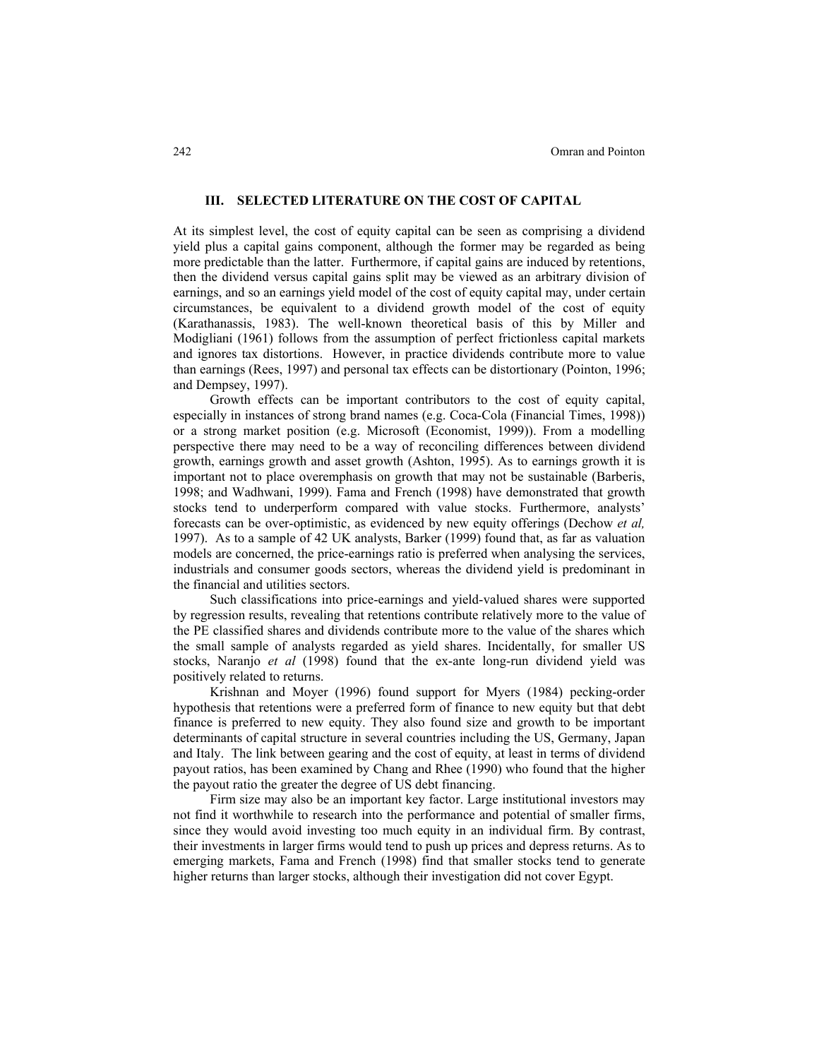## III. SELECTED LITERATURE ON THE COST OF CAPITAL

At its simplest level, the cost of equity capital can be seen as comprising a dividend yield plus a capital gains component, although the former may be regarded as being more predictable than the latter. Furthermore, if capital gains are induced by retentions, then the dividend versus capital gains split may be viewed as an arbitrary division of earnings, and so an earnings yield model of the cost of equity capital may, under certain circumstances, be equivalent to a dividend growth model of the cost of equity (Karathanassis, 1983). The well-known theoretical basis of this by Miller and Modigliani (1961) follows from the assumption of perfect frictionless capital markets and ignores tax distortions. However, in practice dividends contribute more to value than earnings (Rees, 1997) and personal tax effects can be distortionary (Pointon, 1996; and Dempsey, 1997).

Growth effects can be important contributors to the cost of equity capital, especially in instances of strong brand names (e.g. Coca-Cola (Financial Times, 1998)) or a strong market position (e.g. Microsoft (Economist, 1999)). From a modelling perspective there may need to be a way of reconciling differences between dividend growth, earnings growth and asset growth (Ashton, 1995). As to earnings growth it is important not to place overemphasis on growth that may not be sustainable (Barberis, 1998; and Wadhwani, 1999). Fama and French (1998) have demonstrated that growth stocks tend to underperform compared with value stocks. Furthermore, analysts' forecasts can be over-optimistic, as evidenced by new equity offerings (Dechow *et al,* 1997). As to a sample of 42 UK analysts, Barker (1999) found that, as far as valuation models are concerned, the price-earnings ratio is preferred when analysing the services, industrials and consumer goods sectors, whereas the dividend yield is predominant in the financial and utilities sectors.

Such classifications into price-earnings and yield-valued shares were supported by regression results, revealing that retentions contribute relatively more to the value of the PE classified shares and dividends contribute more to the value of the shares which the small sample of analysts regarded as yield shares. Incidentally, for smaller US stocks, Naranjo *et al* (1998) found that the ex-ante long-run dividend yield was positively related to returns.

Krishnan and Moyer (1996) found support for Myers (1984) pecking-order hypothesis that retentions were a preferred form of finance to new equity but that debt finance is preferred to new equity. They also found size and growth to be important determinants of capital structure in several countries including the US, Germany, Japan and Italy. The link between gearing and the cost of equity, at least in terms of dividend payout ratios, has been examined by Chang and Rhee (1990) who found that the higher the payout ratio the greater the degree of US debt financing.

Firm size may also be an important key factor. Large institutional investors may not find it worthwhile to research into the performance and potential of smaller firms, since they would avoid investing too much equity in an individual firm. By contrast, their investments in larger firms would tend to push up prices and depress returns. As to emerging markets, Fama and French (1998) find that smaller stocks tend to generate higher returns than larger stocks, although their investigation did not cover Egypt.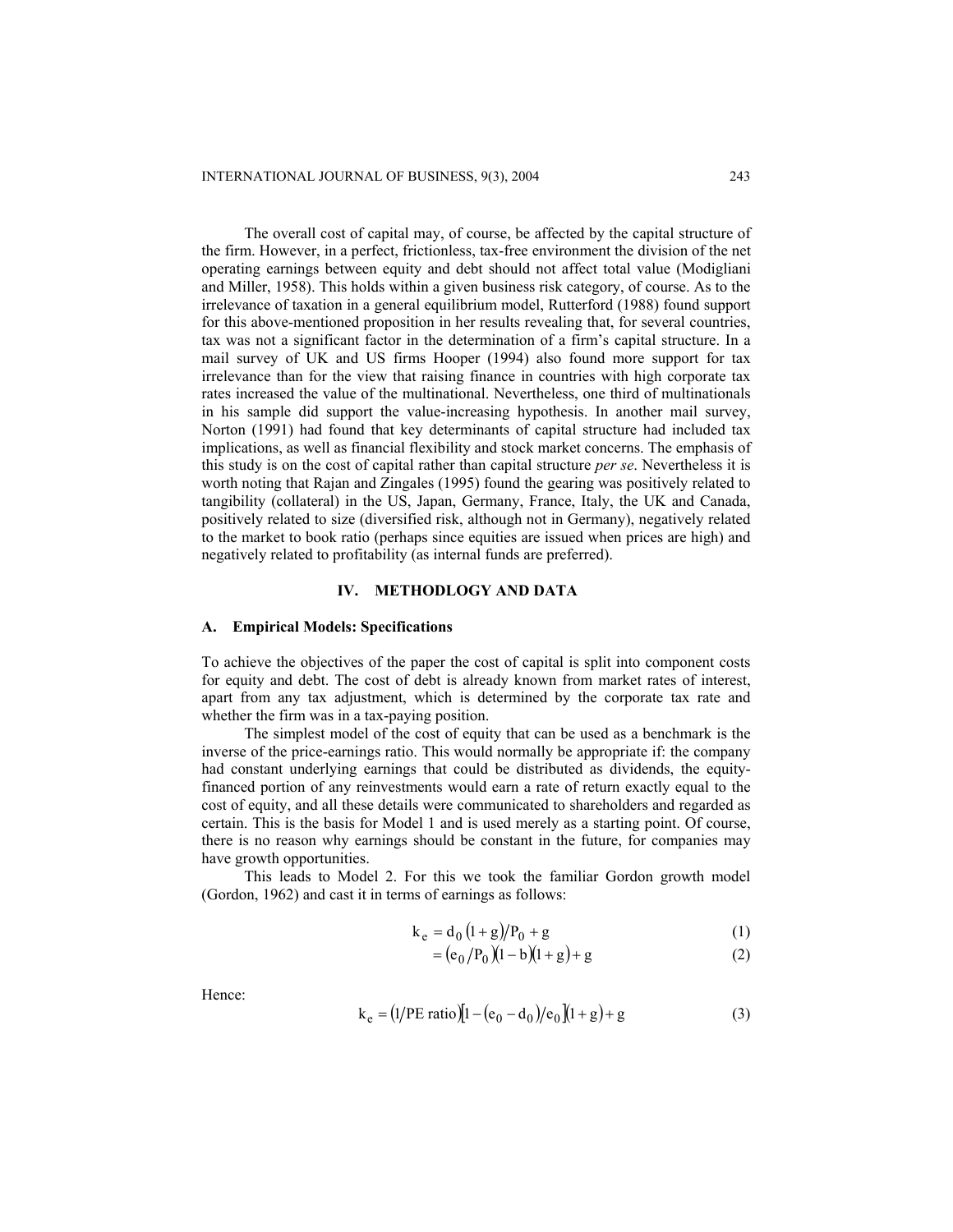The overall cost of capital may, of course, be affected by the capital structure of the firm. However, in a perfect, frictionless, tax-free environment the division of the net operating earnings between equity and debt should not affect total value (Modigliani and Miller, 1958). This holds within a given business risk category, of course. As to the irrelevance of taxation in a general equilibrium model, Rutterford (1988) found support for this above-mentioned proposition in her results revealing that, for several countries, tax was not a significant factor in the determination of a firm's capital structure. In a mail survey of UK and US firms Hooper (1994) also found more support for tax irrelevance than for the view that raising finance in countries with high corporate tax rates increased the value of the multinational. Nevertheless, one third of multinationals in his sample did support the value-increasing hypothesis. In another mail survey, Norton (1991) had found that key determinants of capital structure had included tax implications, as well as financial flexibility and stock market concerns. The emphasis of this study is on the cost of capital rather than capital structure *per se*. Nevertheless it is worth noting that Rajan and Zingales (1995) found the gearing was positively related to tangibility (collateral) in the US, Japan, Germany, France, Italy, the UK and Canada, positively related to size (diversified risk, although not in Germany), negatively related to the market to book ratio (perhaps since equities are issued when prices are high) and negatively related to profitability (as internal funds are preferred).

## IV. METHODLOGY AND DATA

### A. Empirical Models: Specifications

To achieve the objectives of the paper the cost of capital is split into component costs for equity and debt. The cost of debt is already known from market rates of interest, apart from any tax adjustment, which is determined by the corporate tax rate and whether the firm was in a tax-paying position.

The simplest model of the cost of equity that can be used as a benchmark is the inverse of the price-earnings ratio. This would normally be appropriate if: the company had constant underlying earnings that could be distributed as dividends, the equity-financed portion of any reinvestments would earn a rate of return exactly equal to the cost of equity, and all these details were communicated to shareholders and regarded as certain. This is the basis for Model 1 and is used merely as a starting point. Of course, there is no reason why earnings should be constant in the future, for companies may have growth opportunities.

This leads to Model 2. For this we took the familiar Gordon growth model (Gordon, 1962) and cast it in terms of earnings as follows:

$$k_e = d_0 (1+g)/P_0 + g \tag{1}$$

$$= (e_0/P_0)(1-b)(1+g) + g \tag{2}$$

Hence:

$$k_e = (1/\text{PE ratio})[1-(e_0-d_0)/e_0](1+g) + g \tag{3}$$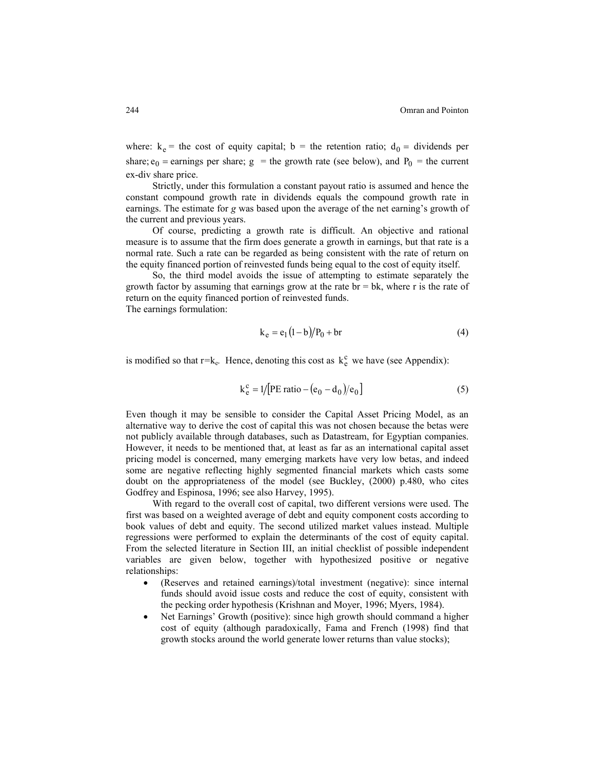where: $k_e$ = the cost of equity capital; b = the retention ratio; $d_0$ = dividends per share; $e_0$ = earnings per share; g = the growth rate (see below), and $P_0$ = the current ex-div share price.

Strictly, under this formulation a constant payout ratio is assumed and hence the constant compound growth rate in dividends equals the compound growth rate in earnings. The estimate for *g* was based upon the average of the net earning's growth of the current and previous years.

Of course, predicting a growth rate is difficult. An objective and rational measure is to assume that the firm does generate a growth in earnings, but that rate is a normal rate. Such a rate can be regarded as being consistent with the rate of return on the equity financed portion of reinvested funds being equal to the cost of equity itself.

So, the third model avoids the issue of attempting to estimate separately the growth factor by assuming that earnings grow at the rate br = bk, where r is the rate of return on the equity financed portion of reinvested funds.

The earnings formulation:

$$k_e = e_1(1-b)/P_0 + br \tag{4}$$

is modified so that $r = k_e$. Hence, denoting this cost as $k_e^c$ we have (see Appendix):

$$k_e^c = 1/\left[\text{PE ratio} - (e_0 - d_0)/e_0\right] \tag{5}$$

Even though it may be sensible to consider the Capital Asset Pricing Model, as an alternative way to derive the cost of capital this was not chosen because the betas were not publicly available through databases, such as Datastream, for Egyptian companies. However, it needs to be mentioned that, at least as far as an international capital asset pricing model is concerned, many emerging markets have very low betas, and indeed some are negative reflecting highly segmented financial markets which casts some doubt on the appropriateness of the model (see Buckley, (2000) p.480, who cites Godfrey and Espinosa, 1996; see also Harvey, 1995).

With regard to the overall cost of capital, two different versions were used. The first was based on a weighted average of debt and equity component costs according to book values of debt and equity. The second utilized market values instead. Multiple regressions were performed to explain the determinants of the cost of equity capital. From the selected literature in Section III, an initial checklist of possible independent variables are given below, together with hypothesized positive or negative relationships:

- (Reserves and retained earnings)/total investment (negative): since internal funds should avoid issue costs and reduce the cost of equity, consistent with the pecking order hypothesis (Krishnan and Moyer, 1996; Myers, 1984).
- Net Earnings' Growth (positive): since high growth should command a higher cost of equity (although paradoxically, Fama and French (1998) find that growth stocks around the world generate lower returns than value stocks);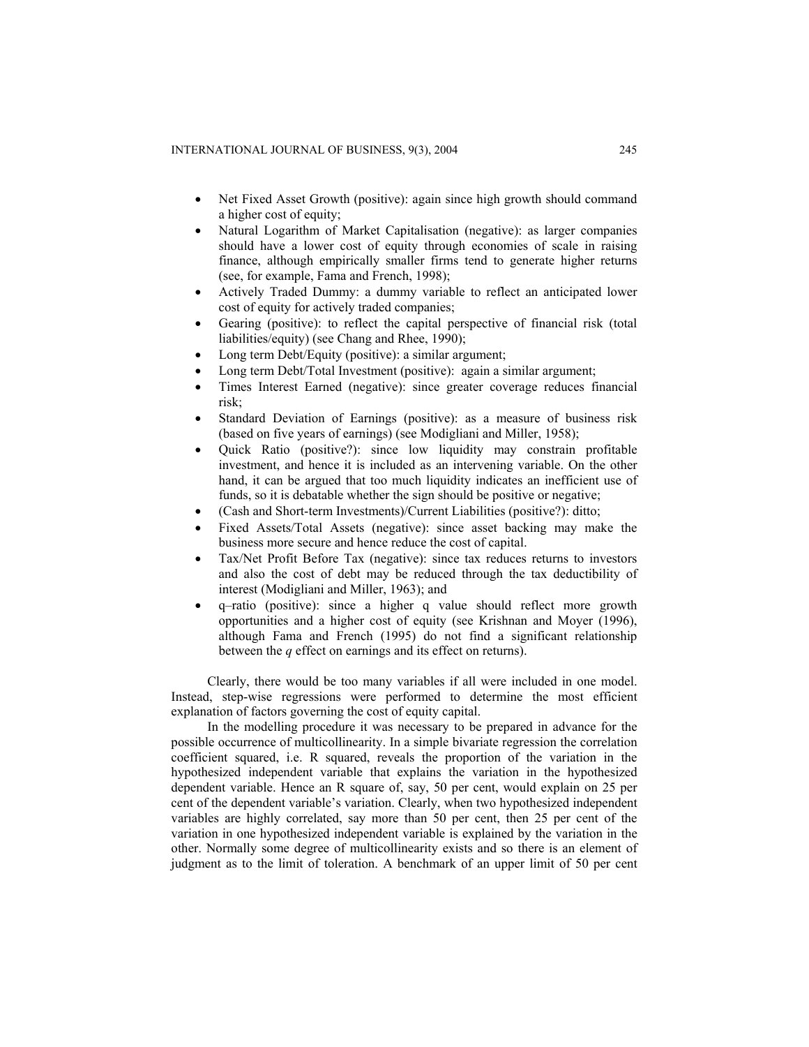- Net Fixed Asset Growth (positive): again since high growth should command a higher cost of equity;
- Natural Logarithm of Market Capitalisation (negative): as larger companies should have a lower cost of equity through economies of scale in raising finance, although empirically smaller firms tend to generate higher returns (see, for example, Fama and French, 1998);
- Actively Traded Dummy: a dummy variable to reflect an anticipated lower cost of equity for actively traded companies;
- Gearing (positive): to reflect the capital perspective of financial risk (total liabilities/equity) (see Chang and Rhee, 1990);
- Long term Debt/Equity (positive): a similar argument;
- Long term Debt/Total Investment (positive): again a similar argument;
- Times Interest Earned (negative): since greater coverage reduces financial risk;
- Standard Deviation of Earnings (positive): as a measure of business risk (based on five years of earnings) (see Modigliani and Miller, 1958);
- Quick Ratio (positive?): since low liquidity may constrain profitable investment, and hence it is included as an intervening variable. On the other hand, it can be argued that too much liquidity indicates an inefficient use of funds, so it is debatable whether the sign should be positive or negative;
- (Cash and Short-term Investments)/Current Liabilities (positive?): ditto;
- Fixed Assets/Total Assets (negative): since asset backing may make the business more secure and hence reduce the cost of capital.
- Tax/Net Profit Before Tax (negative): since tax reduces returns to investors and also the cost of debt may be reduced through the tax deductibility of interest (Modigliani and Miller, 1963); and
- q–ratio (positive): since a higher q value should reflect more growth opportunities and a higher cost of equity (see Krishnan and Moyer (1996), although Fama and French (1995) do not find a significant relationship between the *q* effect on earnings and its effect on returns).

Clearly, there would be too many variables if all were included in one model. Instead, step-wise regressions were performed to determine the most efficient explanation of factors governing the cost of equity capital.

In the modelling procedure it was necessary to be prepared in advance for the possible occurrence of multicollinearity. In a simple bivariate regression the correlation coefficient squared, i.e. R squared, reveals the proportion of the variation in the hypothesized independent variable that explains the variation in the hypothesized dependent variable. Hence an R square of, say, 50 per cent, would explain on 25 per cent of the dependent variable's variation. Clearly, when two hypothesized independent variables are highly correlated, say more than 50 per cent, then 25 per cent of the variation in one hypothesized independent variable is explained by the variation in the other. Normally some degree of multicollinearity exists and so there is an element of judgment as to the limit of toleration. A benchmark of an upper limit of 50 per cent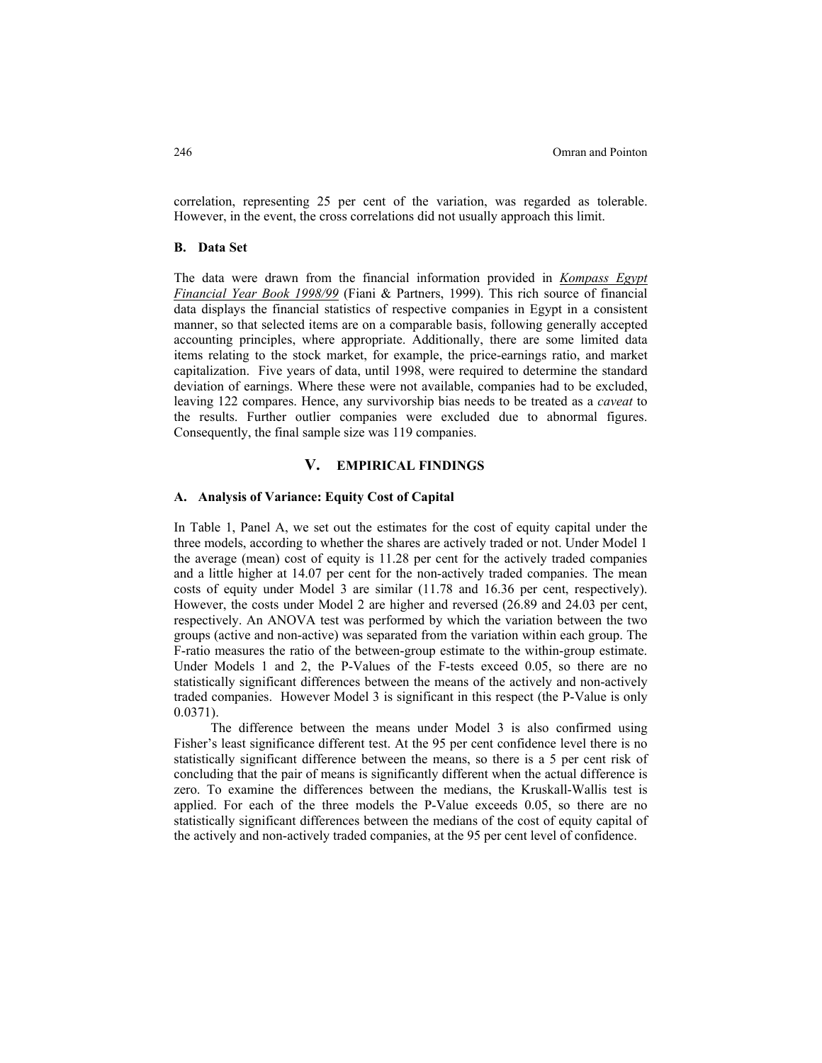correlation, representing 25 per cent of the variation, was regarded as tolerable. However, in the event, the cross correlations did not usually approach this limit.

### B. Data Set

The data were drawn from the financial information provided in *Kompass Egypt Financial Year Book 1998/99* (Fiani & Partners, 1999). This rich source of financial data displays the financial statistics of respective companies in Egypt in a consistent manner, so that selected items are on a comparable basis, following generally accepted accounting principles, where appropriate. Additionally, there are some limited data items relating to the stock market, for example, the price-earnings ratio, and market capitalization. Five years of data, until 1998, were required to determine the standard deviation of earnings. Where these were not available, companies had to be excluded, leaving 122 compares. Hence, any survivorship bias needs to be treated as a *caveat* to the results. Further outlier companies were excluded due to abnormal figures. Consequently, the final sample size was 119 companies.

## V. EMPIRICAL FINDINGS

### A. Analysis of Variance: Equity Cost of Capital

In Table 1, Panel A, we set out the estimates for the cost of equity capital under the three models, according to whether the shares are actively traded or not. Under Model 1 the average (mean) cost of equity is 11.28 per cent for the actively traded companies and a little higher at 14.07 per cent for the non-actively traded companies. The mean costs of equity under Model 3 are similar (11.78 and 16.36 per cent, respectively). However, the costs under Model 2 are higher and reversed (26.89 and 24.03 per cent, respectively. An ANOVA test was performed by which the variation between the two groups (active and non-active) was separated from the variation within each group. The F-ratio measures the ratio of the between-group estimate to the within-group estimate. Under Models 1 and 2, the P-Values of the F-tests exceed 0.05, so there are no statistically significant differences between the means of the actively and non-actively traded companies. However Model 3 is significant in this respect (the P-Value is only 0.0371).

The difference between the means under Model 3 is also confirmed using Fisher's least significance different test. At the 95 per cent confidence level there is no statistically significant difference between the means, so there is a 5 per cent risk of concluding that the pair of means is significantly different when the actual difference is zero. To examine the differences between the medians, the Kruskall-Wallis test is applied. For each of the three models the P-Value exceeds 0.05, so there are no statistically significant differences between the medians of the cost of equity capital of the actively and non-actively traded companies, at the 95 per cent level of confidence.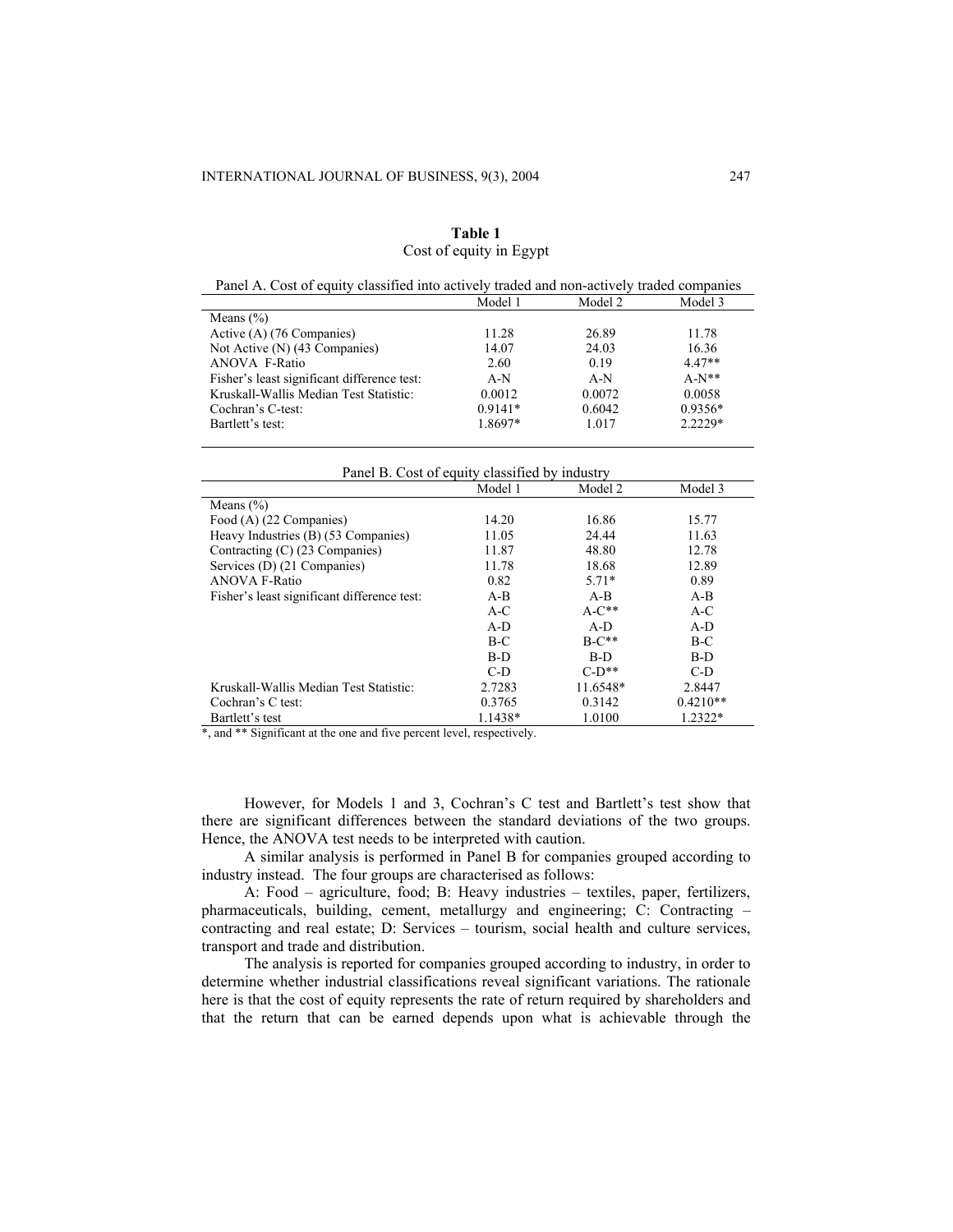**Table 1**
Cost of equity in Egypt

Panel A. Cost of equity classified into actively traded and non-actively traded companies

| | Model 1 | Model 2 | Model 3 |
|---|---|---|---|
| Means (%) | | | |
| Active (A) (76 Companies) | 11.28 | 26.89 | 11.78 |
| Not Active (N) (43 Companies) | 14.07 | 24.03 | 16.36 |
| ANOVA F-Ratio | 2.60 | 0.19 | 4.47** |
| Fisher's least significant difference test: | A-N | A-N | A-N** |
| Kruskall-Wallis Median Test Statistic: | 0.0012 | 0.0072 | 0.0058 |
| Cochran's C-test: | 0.9141* | 0.6042 | 0.9356* |
| Bartlett's test: | 1.8697* | 1.017 | 2.2229* |

Panel B. Cost of equity classified by industry

| | Model 1 | Model 2 | Model 3 |
|---|---|---|---|
| Means (%) | | | |
| Food (A) (22 Companies) | 14.20 | 16.86 | 15.77 |
| Heavy Industries (B) (53 Companies) | 11.05 | 24.44 | 11.63 |
| Contracting (C) (23 Companies) | 11.87 | 48.80 | 12.78 |
| Services (D) (21 Companies) | 11.78 | 18.68 | 12.89 |
| ANOVA F-Ratio | 0.82 | 5.71* | 0.89 |
| Fisher's least significant difference test: | A-B | A-B | A-B |
| | A-C | A-C** | A-C |
| | A-D | A-D | A-D |
| | B-C | B-C** | B-C |
| | B-D | B-D | B-D |
| | C-D | C-D** | C-D |
| Kruskall-Wallis Median Test Statistic: | 2.7283 | 11.6548* | 2.8447 |
| Cochran's C test: | 0.3765 | 0.3142 | 0.4210** |
| Bartlett's test | 1.1438* | 1.0100 | 1.2322* |

*, and ** Significant at the one and five percent level, respectively.

However, for Models 1 and 3, Cochran's C test and Bartlett's test show that there are significant differences between the standard deviations of the two groups. Hence, the ANOVA test needs to be interpreted with caution.

A similar analysis is performed in Panel B for companies grouped according to industry instead. The four groups are characterised as follows:

A: Food – agriculture, food; B: Heavy industries – textiles, paper, fertilizers, pharmaceuticals, building, cement, metallurgy and engineering; C: Contracting – contracting and real estate; D: Services – tourism, social health and culture services, transport and trade and distribution.

The analysis is reported for companies grouped according to industry, in order to determine whether industrial classifications reveal significant variations. The rationale here is that the cost of equity represents the rate of return required by shareholders and that the return that can be earned depends upon what is achievable through the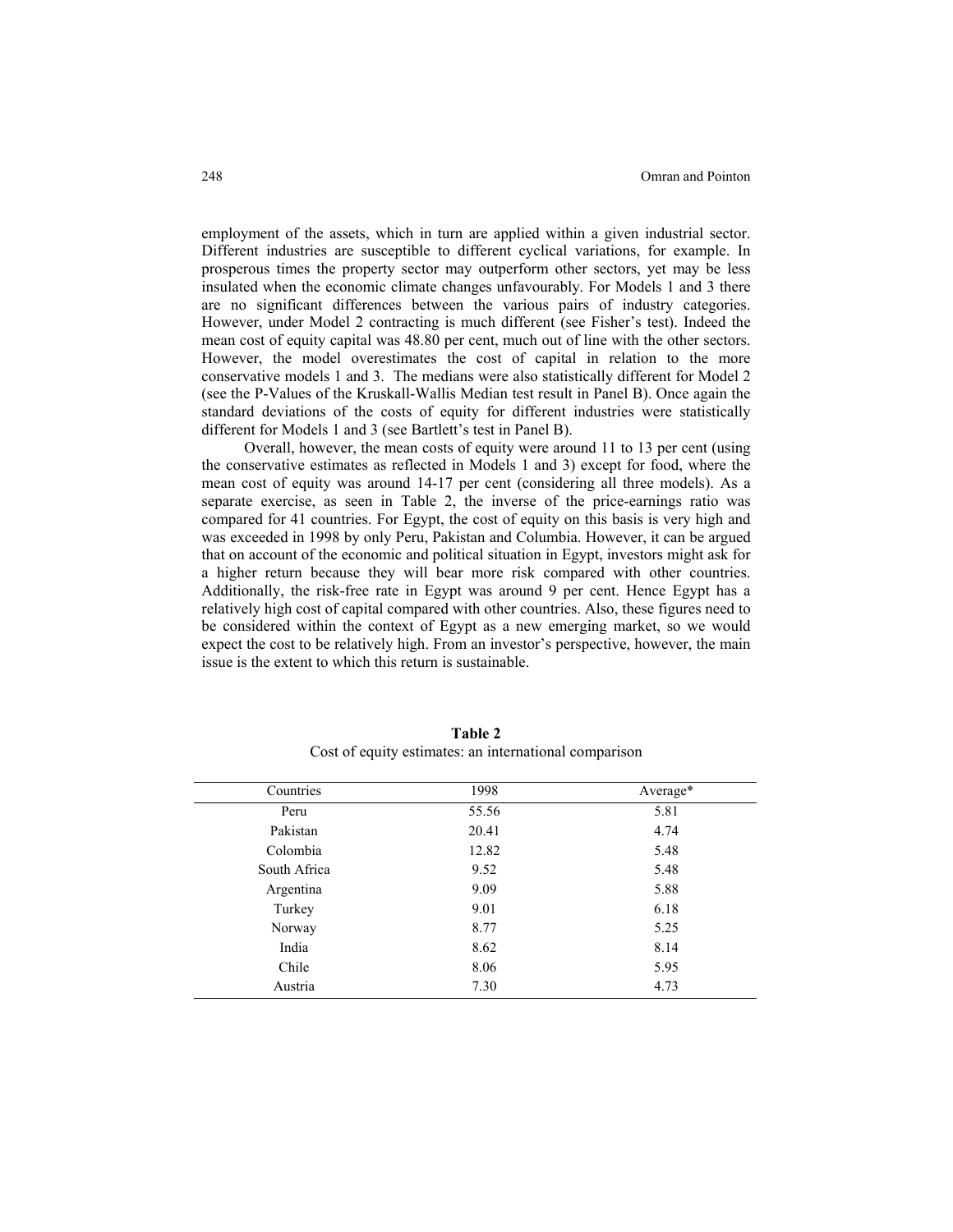employment of the assets, which in turn are applied within a given industrial sector. Different industries are susceptible to different cyclical variations, for example. In prosperous times the property sector may outperform other sectors, yet may be less insulated when the economic climate changes unfavourably. For Models 1 and 3 there are no significant differences between the various pairs of industry categories. However, under Model 2 contracting is much different (see Fisher's test). Indeed the mean cost of equity capital was 48.80 per cent, much out of line with the other sectors. However, the model overestimates the cost of capital in relation to the more conservative models 1 and 3. The medians were also statistically different for Model 2 (see the P-Values of the Kruskall-Wallis Median test result in Panel B). Once again the standard deviations of the costs of equity for different industries were statistically different for Models 1 and 3 (see Bartlett's test in Panel B).

Overall, however, the mean costs of equity were around 11 to 13 per cent (using the conservative estimates as reflected in Models 1 and 3) except for food, where the mean cost of equity was around 14-17 per cent (considering all three models). As a separate exercise, as seen in Table 2, the inverse of the price-earnings ratio was compared for 41 countries. For Egypt, the cost of equity on this basis is very high and was exceeded in 1998 by only Peru, Pakistan and Columbia. However, it can be argued that on account of the economic and political situation in Egypt, investors might ask for a higher return because they will bear more risk compared with other countries. Additionally, the risk-free rate in Egypt was around 9 per cent. Hence Egypt has a relatively high cost of capital compared with other countries. Also, these figures need to be considered within the context of Egypt as a new emerging market, so we would expect the cost to be relatively high. From an investor's perspective, however, the main issue is the extent to which this return is sustainable.

**Table 2**
Cost of equity estimates: an international comparison

| Countries | 1998 | Average* |
|---|---|---|
| Peru | 55.56 | 5.81 |
| Pakistan | 20.41 | 4.74 |
| Colombia | 12.82 | 5.48 |
| South Africa | 9.52 | 5.48 |
| Argentina | 9.09 | 5.88 |
| Turkey | 9.01 | 6.18 |
| Norway | 8.77 | 5.25 |
| India | 8.62 | 8.14 |
| Chile | 8.06 | 5.95 |
| Austria | 7.30 | 4.73 |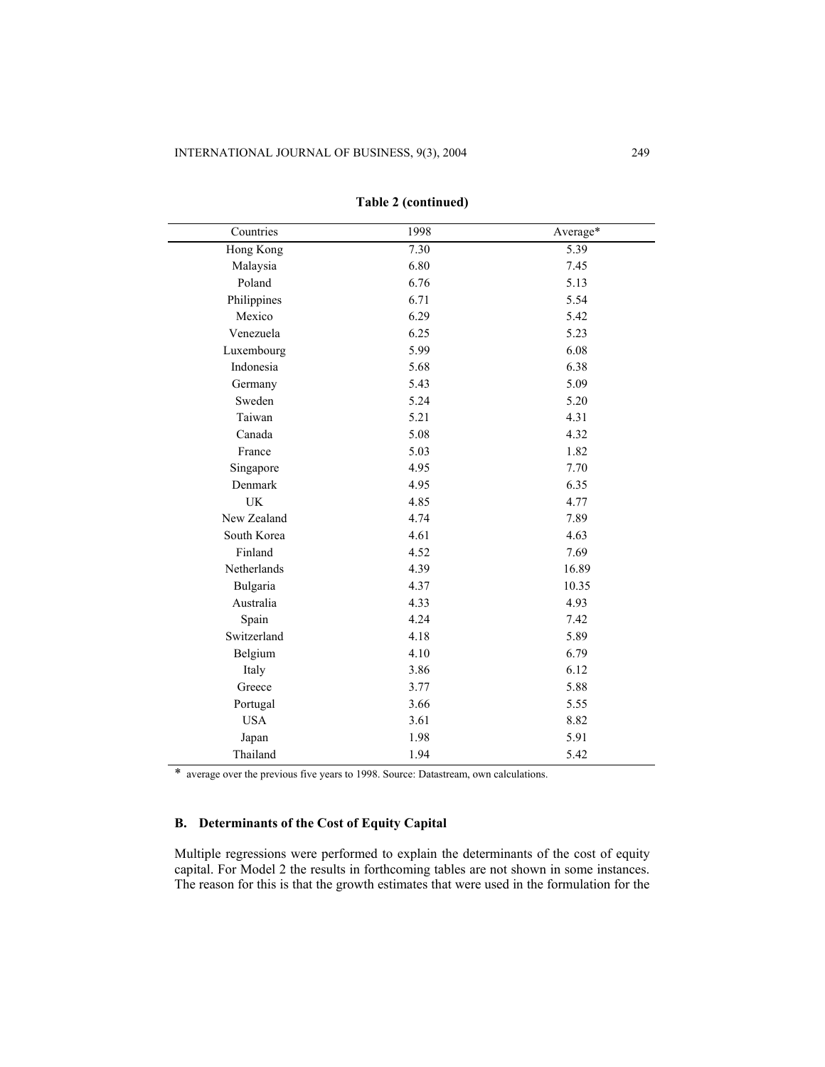**Table 2 (continued)**

| Countries | 1998 | Average* |
|---|---|---|
| Hong Kong | 7.30 | 5.39 |
| Malaysia | 6.80 | 7.45 |
| Poland | 6.76 | 5.13 |
| Philippines | 6.71 | 5.54 |
| Mexico | 6.29 | 5.42 |
| Venezuela | 6.25 | 5.23 |
| Luxembourg | 5.99 | 6.08 |
| Indonesia | 5.68 | 6.38 |
| Germany | 5.43 | 5.09 |
| Sweden | 5.24 | 5.20 |
| Taiwan | 5.21 | 4.31 |
| Canada | 5.08 | 4.32 |
| France | 5.03 | 1.82 |
| Singapore | 4.95 | 7.70 |
| Denmark | 4.95 | 6.35 |
| UK | 4.85 | 4.77 |
| New Zealand | 4.74 | 7.89 |
| South Korea | 4.61 | 4.63 |
| Finland | 4.52 | 7.69 |
| Netherlands | 4.39 | 16.89 |
| Bulgaria | 4.37 | 10.35 |
| Australia | 4.33 | 4.93 |
| Spain | 4.24 | 7.42 |
| Switzerland | 4.18 | 5.89 |
| Belgium | 4.10 | 6.79 |
| Italy | 3.86 | 6.12 |
| Greece | 3.77 | 5.88 |
| Portugal | 3.66 | 5.55 |
| USA | 3.61 | 8.82 |
| Japan | 1.98 | 5.91 |
| Thailand | 1.94 | 5.42 |

* average over the previous five years to 1998. Source: Datastream, own calculations.

### B. Determinants of the Cost of Equity Capital

Multiple regressions were performed to explain the determinants of the cost of equity capital. For Model 2 the results in forthcoming tables are not shown in some instances. The reason for this is that the growth estimates that were used in the formulation for the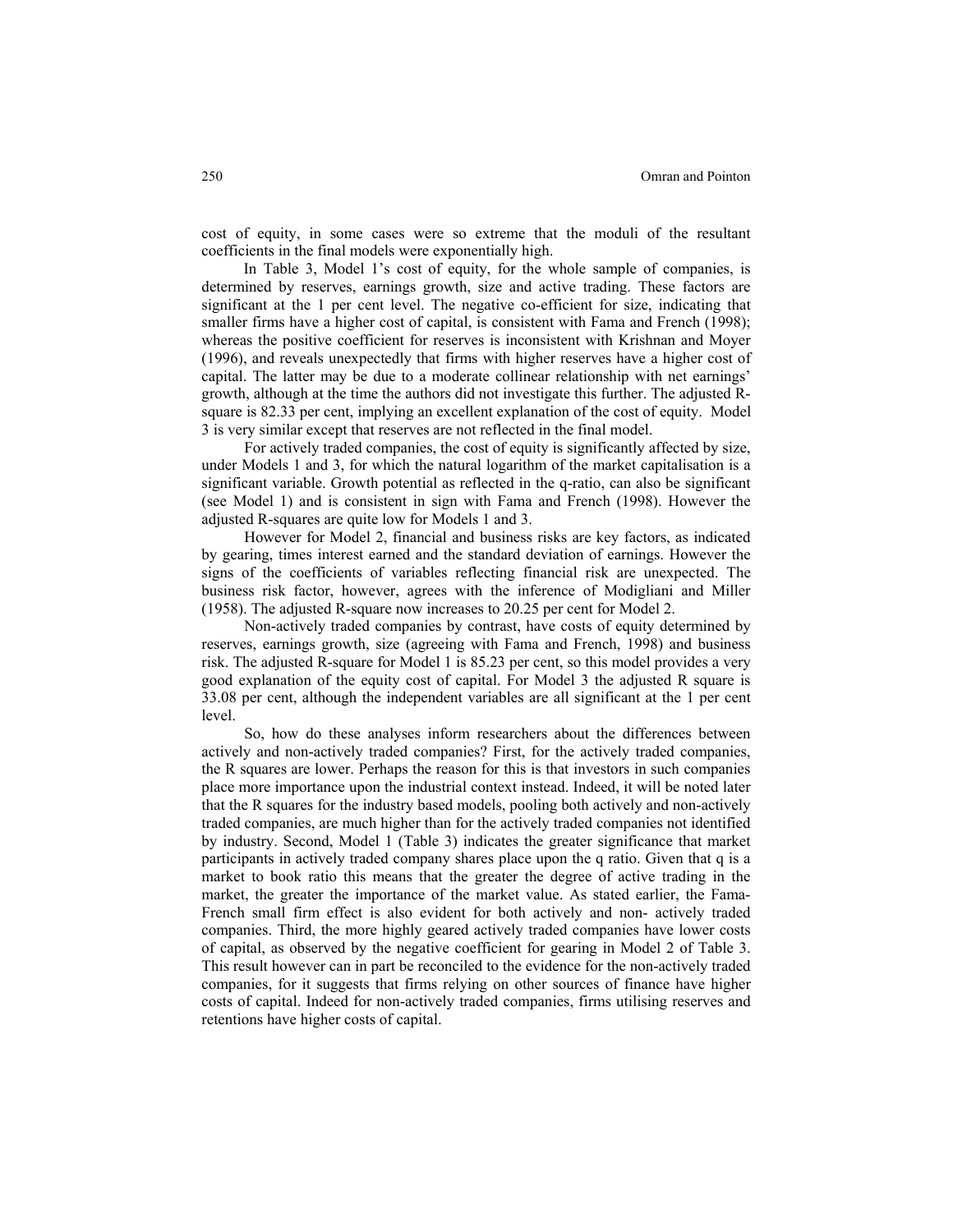cost of equity, in some cases were so extreme that the moduli of the resultant coefficients in the final models were exponentially high.

In Table 3, Model 1's cost of equity, for the whole sample of companies, is determined by reserves, earnings growth, size and active trading. These factors are significant at the 1 per cent level. The negative co-efficient for size, indicating that smaller firms have a higher cost of capital, is consistent with Fama and French (1998); whereas the positive coefficient for reserves is inconsistent with Krishnan and Moyer (1996), and reveals unexpectedly that firms with higher reserves have a higher cost of capital. The latter may be due to a moderate collinear relationship with net earnings' growth, although at the time the authors did not investigate this further. The adjusted R-square is 82.33 per cent, implying an excellent explanation of the cost of equity. Model 3 is very similar except that reserves are not reflected in the final model.

For actively traded companies, the cost of equity is significantly affected by size, under Models 1 and 3, for which the natural logarithm of the market capitalisation is a significant variable. Growth potential as reflected in the q-ratio, can also be significant (see Model 1) and is consistent in sign with Fama and French (1998). However the adjusted R-squares are quite low for Models 1 and 3.

However for Model 2, financial and business risks are key factors, as indicated by gearing, times interest earned and the standard deviation of earnings. However the signs of the coefficients of variables reflecting financial risk are unexpected. The business risk factor, however, agrees with the inference of Modigliani and Miller (1958). The adjusted R-square now increases to 20.25 per cent for Model 2.

Non-actively traded companies by contrast, have costs of equity determined by reserves, earnings growth, size (agreeing with Fama and French, 1998) and business risk. The adjusted R-square for Model 1 is 85.23 per cent, so this model provides a very good explanation of the equity cost of capital. For Model 3 the adjusted R square is 33.08 per cent, although the independent variables are all significant at the 1 per cent level.

So, how do these analyses inform researchers about the differences between actively and non-actively traded companies? First, for the actively traded companies, the R squares are lower. Perhaps the reason for this is that investors in such companies place more importance upon the industrial context instead. Indeed, it will be noted later that the R squares for the industry based models, pooling both actively and non-actively traded companies, are much higher than for the actively traded companies not identified by industry. Second, Model 1 (Table 3) indicates the greater significance that market participants in actively traded company shares place upon the q ratio. Given that q is a market to book ratio this means that the greater the degree of active trading in the market, the greater the importance of the market value. As stated earlier, the Fama-French small firm effect is also evident for both actively and non- actively traded companies. Third, the more highly geared actively traded companies have lower costs of capital, as observed by the negative coefficient for gearing in Model 2 of Table 3. This result however can in part be reconciled to the evidence for the non-actively traded companies, for it suggests that firms relying on other sources of finance have higher costs of capital. Indeed for non-actively traded companies, firms utilising reserves and retentions have higher costs of capital.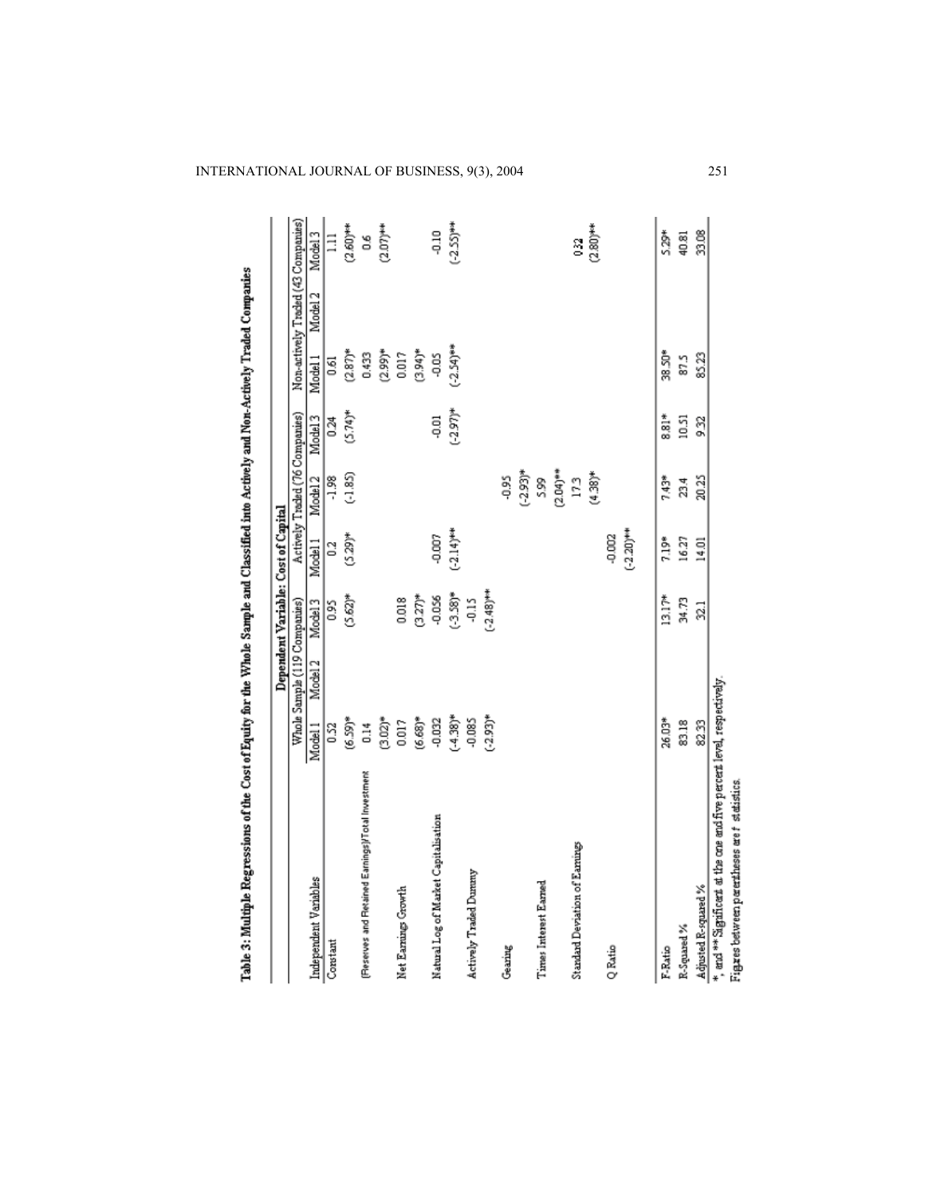**Table 3: Multiple Regressions of the Cost of Equity for the Whole Sample and Classified into Actively and Non-Actively Traded Companies**

| | Dependent Variable: Cost of Capital | | | | | | | | |
|---|---|---|---|---|---|---|---|---|---|
| | Whole Sample (119 Companies) | | | Actively Traded (76 Companies) | | | Non-actively Traded (43 Companies) | | |
| Independent Variables | Model 1 | Model 2 | Model 3 | Model 1 | Model 2 | Model 3 | Model 1 | Model 2 | Model 3 |
| Constant | 0.52 | | 0.95 | 0.2 | -1.98 | 0.24 | 0.61 | | 1.11 |
| | (6.59)* | | (5.62)* | (5.29)* | (-1.85) | (5.74)* | (2.87)* | | (2.60)** |
| (Reserves and Retained Earnings)/Total Investment | 0.14 | | | | | | 0.433 | | 0.6 |
| | (3.02)* | | | | | | (2.99)* | | (2.07)** |
| Net Earnings Growth | 0.017 | | 0.018 | | | | 0.017 | | |
| | (6.68)* | | (3.27)* | | | | (3.94)* | | |
| Natural Log of Market Capitalisation | -0.032 | | -0.056 | -0.007 | | -0.01 | -0.05 | | -0.10 |
| | (-4.38)* | | (-3.58)* | (-2.14)** | | (-2.97)* | (-2.54)** | | (-2.55)** |
| Actively Traded Dummy | -0.085 | | -0.15 | | | | | | |
| | (-2.93)* | | (-2.48)** | | | | | | |
| Gearing | | | | | -0.95 | | | | |
| | | | | | (-2.93)* | | | | |
| Times Interest Earned | | | | | 5.99 | | | | |
| | | | | | (2.04)** | | | | |
| Standard Deviation of Earnings | | | | | 17.3 | | | | 0.32 |
| | | | | | (4.38)* | | | | (2.80)** |
| Q Ratio | | | | -0.002 | | | | | |
| | | | | (-2.20)** | | | | | |
| F-Ratio | 26.03* | | 13.17* | 7.19* | 7.43* | 8.81* | 38.50* | | 5.29* |
| R-Squared % | 83.18 | | 34.73 | 16.27 | 23.4 | 10.51 | 87.5 | | 40.81 |
| Adjusted R-squared % | 82.33 | | 32.1 | 14.01 | 20.25 | 9.32 | 85.23 | | 33.08 |

\* and \*\* Significant at the one and five percent level, respectively.
Figures between parentheses are $t$ statistics.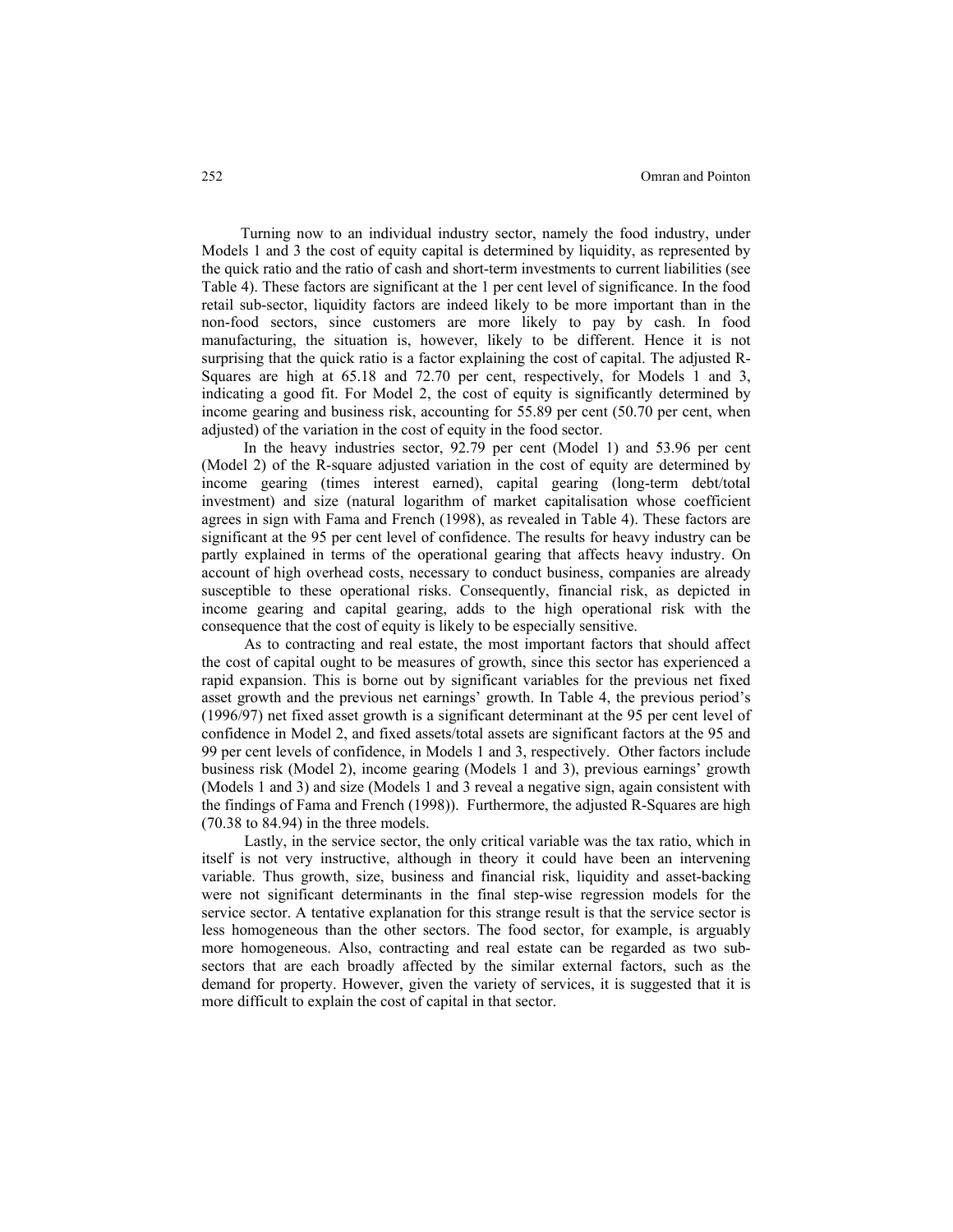Turning now to an individual industry sector, namely the food industry, under Models 1 and 3 the cost of equity capital is determined by liquidity, as represented by the quick ratio and the ratio of cash and short-term investments to current liabilities (see Table 4). These factors are significant at the 1 per cent level of significance. In the food retail sub-sector, liquidity factors are indeed likely to be more important than in the non-food sectors, since customers are more likely to pay by cash. In food manufacturing, the situation is, however, likely to be different. Hence it is not surprising that the quick ratio is a factor explaining the cost of capital. The adjusted R-Squares are high at 65.18 and 72.70 per cent, respectively, for Models 1 and 3, indicating a good fit. For Model 2, the cost of equity is significantly determined by income gearing and business risk, accounting for 55.89 per cent (50.70 per cent, when adjusted) of the variation in the cost of equity in the food sector.

In the heavy industries sector, 92.79 per cent (Model 1) and 53.96 per cent (Model 2) of the R-square adjusted variation in the cost of equity are determined by income gearing (times interest earned), capital gearing (long-term debt/total investment) and size (natural logarithm of market capitalisation whose coefficient agrees in sign with Fama and French (1998), as revealed in Table 4). These factors are significant at the 95 per cent level of confidence. The results for heavy industry can be partly explained in terms of the operational gearing that affects heavy industry. On account of high overhead costs, necessary to conduct business, companies are already susceptible to these operational risks. Consequently, financial risk, as depicted in income gearing and capital gearing, adds to the high operational risk with the consequence that the cost of equity is likely to be especially sensitive.

As to contracting and real estate, the most important factors that should affect the cost of capital ought to be measures of growth, since this sector has experienced a rapid expansion. This is borne out by significant variables for the previous net fixed asset growth and the previous net earnings' growth. In Table 4, the previous period's (1996/97) net fixed asset growth is a significant determinant at the 95 per cent level of confidence in Model 2, and fixed assets/total assets are significant factors at the 95 and 99 per cent levels of confidence, in Models 1 and 3, respectively. Other factors include business risk (Model 2), income gearing (Models 1 and 3), previous earnings' growth (Models 1 and 3) and size (Models 1 and 3 reveal a negative sign, again consistent with the findings of Fama and French (1998)). Furthermore, the adjusted R-Squares are high (70.38 to 84.94) in the three models.

Lastly, in the service sector, the only critical variable was the tax ratio, which in itself is not very instructive, although in theory it could have been an intervening variable. Thus growth, size, business and financial risk, liquidity and asset-backing were not significant determinants in the final step-wise regression models for the service sector. A tentative explanation for this strange result is that the service sector is less homogeneous than the other sectors. The food sector, for example, is arguably more homogeneous. Also, contracting and real estate can be regarded as two sub-sectors that are each broadly affected by the similar external factors, such as the demand for property. However, given the variety of services, it is suggested that it is more difficult to explain the cost of capital in that sector.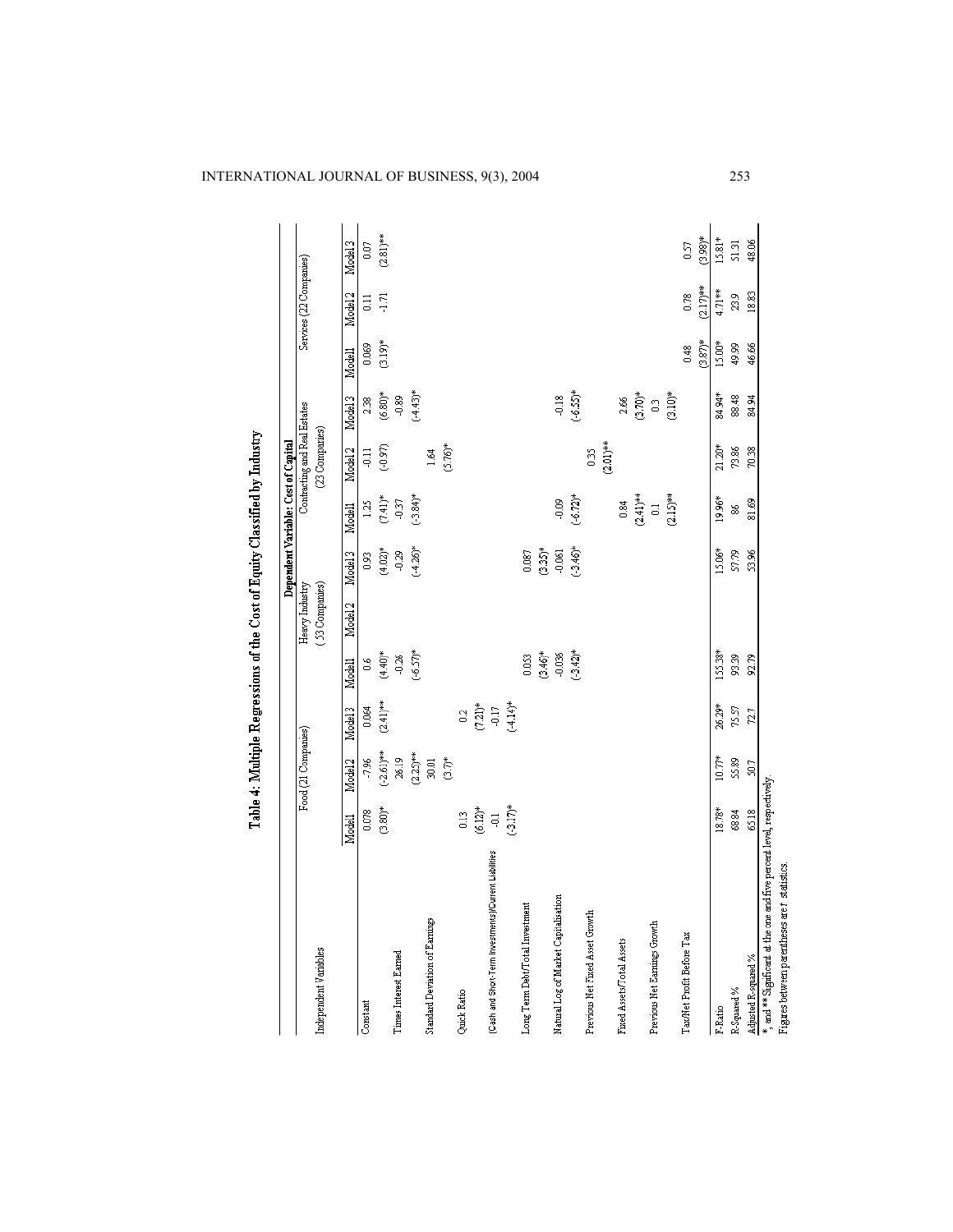**Table 4: Multiple Regressions of the Cost of Equity Classified by Industry**

| | Dependent Variable: Cost of Capital | | | | | | | | | | | |
|---|---|---|---|---|---|---|---|---|---|---|---|---|
| Independent Variables | Food (21 Companies) | | | Heavy Industry (53 Companies) | | | Contracting and Real Estates (23 Companies) | | | Services (22 Companies) | | |
| | Model1 | Model2 | Model3 | Model1 | Model2 | Model3 | Model1 | Model2 | Model3 | Model1 | Model2 | Model3 |
| Constant | 0.078 | -7.96 | 0.064 | 0.6 | | 0.93 | 1.25 | -0.11 | 2.38 | 0.069 | 0.11 | 0.07 |
| | (3.80)* | (-2.61)** | (2.41)** | (4.40)* | | (4.02)* | (7.41)* | (-0.97) | (6.80)* | (3.19)* | -1.71 | (2.81)** |
| Times Interest Earned | | 26.19 | | -0.26 | | -0.29 | -0.37 | | -0.89 | | | |
| | | (2.25)** | | (-6.57)* | | (-4.26)* | (-3.84)* | | (-4.43)* | | | |
| Standard Deviation of Earnings | | 30.01 | | | | | | 1.64 | | | | |
| | | (3.7)* | | | | | | (5.76)* | | | | |
| Quick Ratio | 0.13 | | 0.2 | | | | | | | | | |
| | (6.12)* | | (7.21)* | | | | | | | | | |
| (Cash and Short-Term Investments)/Current Liabilities | -0.1 | | -0.17 | | | | | | | | | |
| | (-3.17)* | | (-4.14)* | | | | | | | | | |
| Long Term Debt/Total Investment | | | | 0.053 | | 0.087 | | | | | | |
| | | | | (3.46)* | | (3.35)* | | | | | | |
| Natural Log of Market Capitalisation | | | | -0.038 | | -0.061 | -0.09 | | -0.18 | | | |
| | | | | (-3.42)* | | (-3.46)* | (-4.72)* | | (-6.55)* | | | |
| Previous Net Fixed Asset Growth | | | | | | | | 0.35 | | | | |
| | | | | | | | | (2.01)** | | | | |
| Fixed Assets/Total Assets | | | | | | | 0.84 | | 2.66 | | | |
| | | | | | | | (2.41)** | | (3.70)* | | | |
| Previous Net Earnings Growth | | | | | | | 0.1 | | 0.3 | | | |
| | | | | | | | (2.15)** | | (3.10)* | | | |
| Tax/Net Profit Before Tax | | | | | | | | | | 0.48 | 0.78 | 0.57 |
| | | | | | | | | | | (3.87)* | (2.17)** | (3.98)* |
| F-Ratio | 18.78* | 10.77* | 26.29* | 155.38* | | 15.06* | 19.96* | 21.20* | 84.94* | 15.00* | 4.71** | 15.81* |
| R-Squared % | 68.84 | 55.89 | 75.57 | 93.39 | | 57.79 | 86 | 73.86 | 88.48 | 49.99 | 23.9 | 51.31 |
| Adjusted R-squared % | 65.18 | 50.7 | 72.7 | 92.79 | | 53.96 | 81.69 | 70.38 | 84.94 | 46.66 | 18.83 | 48.06 |

*, and ** Significant at the one and five percent level, respectively.
Figures between parentheses are *t* statistics.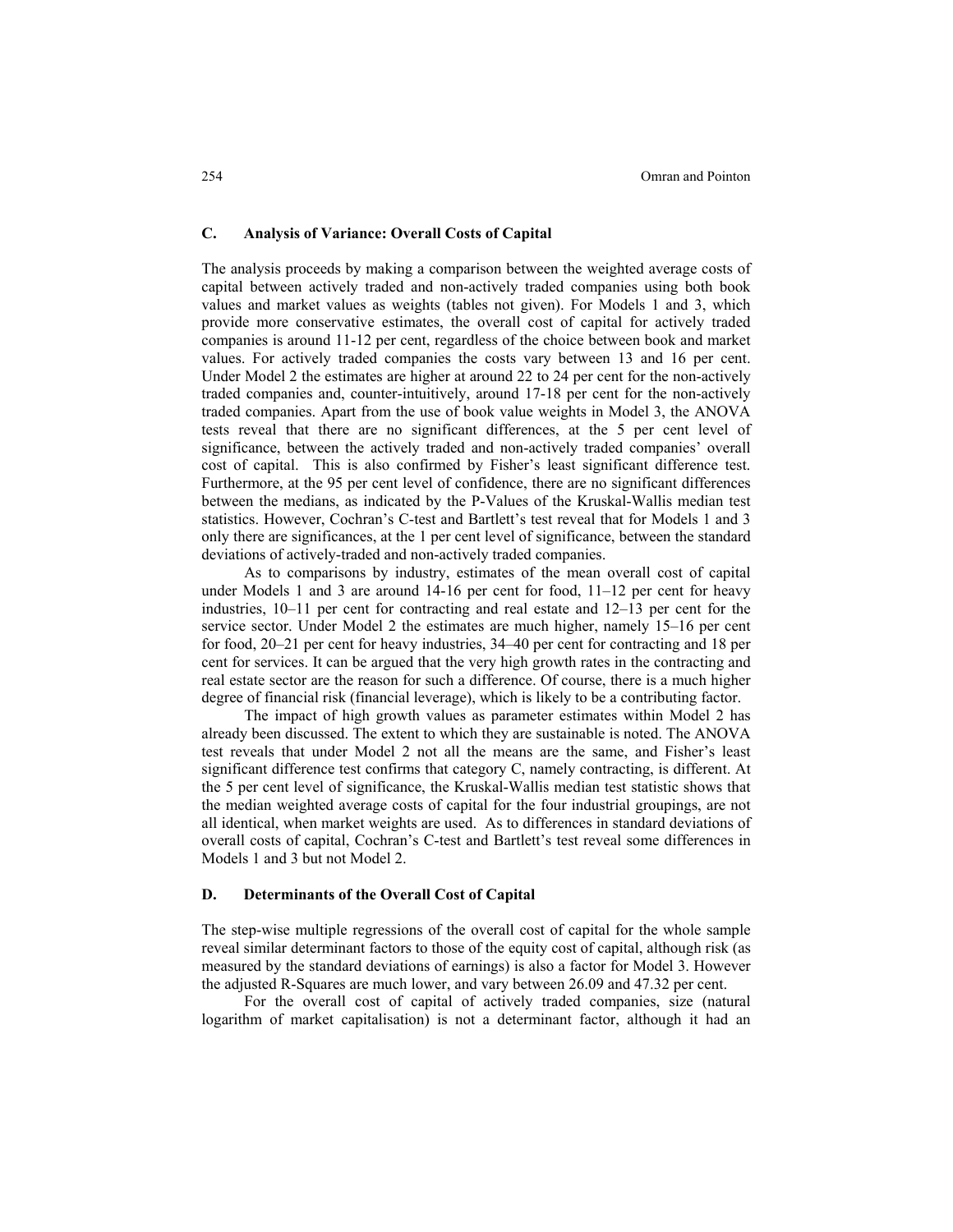### C. Analysis of Variance: Overall Costs of Capital

The analysis proceeds by making a comparison between the weighted average costs of capital between actively traded and non-actively traded companies using both book values and market values as weights (tables not given). For Models 1 and 3, which provide more conservative estimates, the overall cost of capital for actively traded companies is around 11-12 per cent, regardless of the choice between book and market values. For actively traded companies the costs vary between 13 and 16 per cent. Under Model 2 the estimates are higher at around 22 to 24 per cent for the non-actively traded companies and, counter-intuitively, around 17-18 per cent for the non-actively traded companies. Apart from the use of book value weights in Model 3, the ANOVA tests reveal that there are no significant differences, at the 5 per cent level of significance, between the actively traded and non-actively traded companies' overall cost of capital. This is also confirmed by Fisher's least significant difference test. Furthermore, at the 95 per cent level of confidence, there are no significant differences between the medians, as indicated by the P-Values of the Kruskal-Wallis median test statistics. However, Cochran's C-test and Bartlett's test reveal that for Models 1 and 3 only there are significances, at the 1 per cent level of significance, between the standard deviations of actively-traded and non-actively traded companies.

As to comparisons by industry, estimates of the mean overall cost of capital under Models 1 and 3 are around 14-16 per cent for food, 11–12 per cent for heavy industries, 10–11 per cent for contracting and real estate and 12–13 per cent for the service sector. Under Model 2 the estimates are much higher, namely 15–16 per cent for food, 20–21 per cent for heavy industries, 34–40 per cent for contracting and 18 per cent for services. It can be argued that the very high growth rates in the contracting and real estate sector are the reason for such a difference. Of course, there is a much higher degree of financial risk (financial leverage), which is likely to be a contributing factor.

The impact of high growth values as parameter estimates within Model 2 has already been discussed. The extent to which they are sustainable is noted. The ANOVA test reveals that under Model 2 not all the means are the same, and Fisher's least significant difference test confirms that category C, namely contracting, is different. At the 5 per cent level of significance, the Kruskal-Wallis median test statistic shows that the median weighted average costs of capital for the four industrial groupings, are not all identical, when market weights are used. As to differences in standard deviations of overall costs of capital, Cochran's C-test and Bartlett's test reveal some differences in Models 1 and 3 but not Model 2.

### D. Determinants of the Overall Cost of Capital

The step-wise multiple regressions of the overall cost of capital for the whole sample reveal similar determinant factors to those of the equity cost of capital, although risk (as measured by the standard deviations of earnings) is also a factor for Model 3. However the adjusted R-Squares are much lower, and vary between 26.09 and 47.32 per cent.

For the overall cost of capital of actively traded companies, size (natural logarithm of market capitalisation) is not a determinant factor, although it had an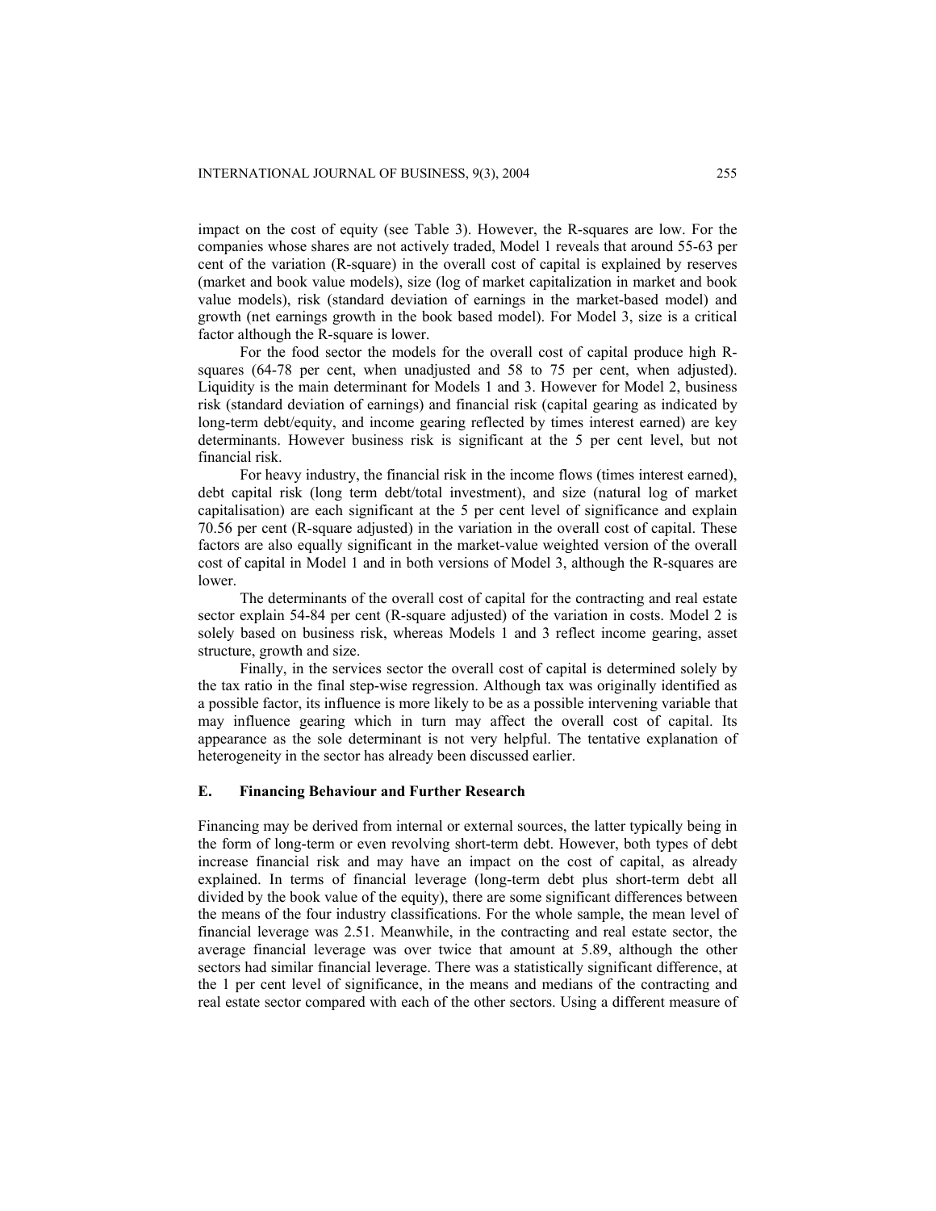impact on the cost of equity (see Table 3). However, the R-squares are low. For the companies whose shares are not actively traded, Model 1 reveals that around 55-63 per cent of the variation (R-square) in the overall cost of capital is explained by reserves (market and book value models), size (log of market capitalization in market and book value models), risk (standard deviation of earnings in the market-based model) and growth (net earnings growth in the book based model). For Model 3, size is a critical factor although the R-square is lower.

For the food sector the models for the overall cost of capital produce high R-squares (64-78 per cent, when unadjusted and 58 to 75 per cent, when adjusted). Liquidity is the main determinant for Models 1 and 3. However for Model 2, business risk (standard deviation of earnings) and financial risk (capital gearing as indicated by long-term debt/equity, and income gearing reflected by times interest earned) are key determinants. However business risk is significant at the 5 per cent level, but not financial risk.

For heavy industry, the financial risk in the income flows (times interest earned), debt capital risk (long term debt/total investment), and size (natural log of market capitalisation) are each significant at the 5 per cent level of significance and explain 70.56 per cent (R-square adjusted) in the variation in the overall cost of capital. These factors are also equally significant in the market-value weighted version of the overall cost of capital in Model 1 and in both versions of Model 3, although the R-squares are lower.

The determinants of the overall cost of capital for the contracting and real estate sector explain 54-84 per cent (R-square adjusted) of the variation in costs. Model 2 is solely based on business risk, whereas Models 1 and 3 reflect income gearing, asset structure, growth and size.

Finally, in the services sector the overall cost of capital is determined solely by the tax ratio in the final step-wise regression. Although tax was originally identified as a possible factor, its influence is more likely to be as a possible intervening variable that may influence gearing which in turn may affect the overall cost of capital. Its appearance as the sole determinant is not very helpful. The tentative explanation of heterogeneity in the sector has already been discussed earlier.

## E. Financing Behaviour and Further Research

Financing may be derived from internal or external sources, the latter typically being in the form of long-term or even revolving short-term debt. However, both types of debt increase financial risk and may have an impact on the cost of capital, as already explained. In terms of financial leverage (long-term debt plus short-term debt all divided by the book value of the equity), there are some significant differences between the means of the four industry classifications. For the whole sample, the mean level of financial leverage was 2.51. Meanwhile, in the contracting and real estate sector, the average financial leverage was over twice that amount at 5.89, although the other sectors had similar financial leverage. There was a statistically significant difference, at the 1 per cent level of significance, in the means and medians of the contracting and real estate sector compared with each of the other sectors. Using a different measure of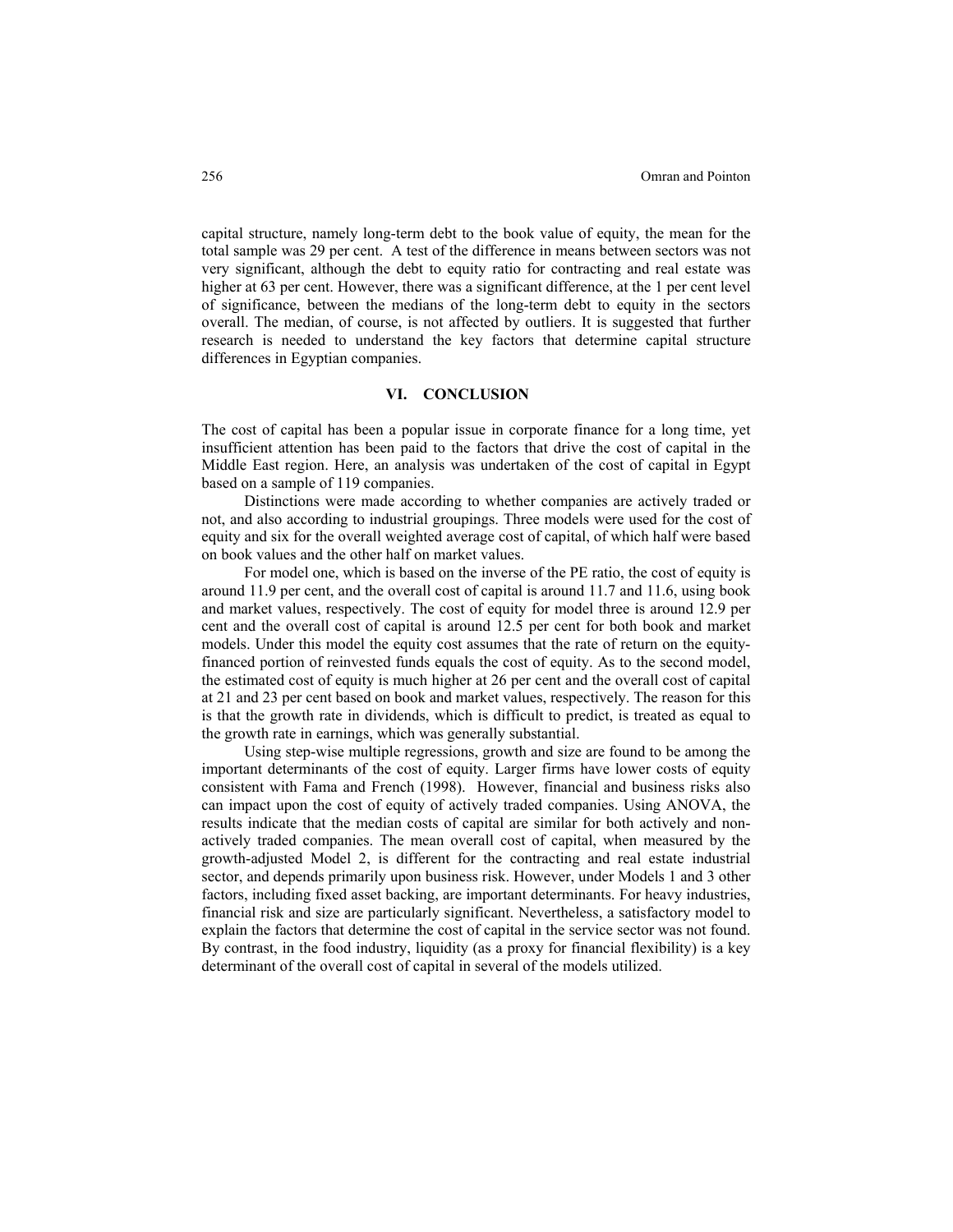capital structure, namely long-term debt to the book value of equity, the mean for the total sample was 29 per cent. A test of the difference in means between sectors was not very significant, although the debt to equity ratio for contracting and real estate was higher at 63 per cent. However, there was a significant difference, at the 1 per cent level of significance, between the medians of the long-term debt to equity in the sectors overall. The median, of course, is not affected by outliers. It is suggested that further research is needed to understand the key factors that determine capital structure differences in Egyptian companies.

## VI. CONCLUSION

The cost of capital has been a popular issue in corporate finance for a long time, yet insufficient attention has been paid to the factors that drive the cost of capital in the Middle East region. Here, an analysis was undertaken of the cost of capital in Egypt based on a sample of 119 companies.

Distinctions were made according to whether companies are actively traded or not, and also according to industrial groupings. Three models were used for the cost of equity and six for the overall weighted average cost of capital, of which half were based on book values and the other half on market values.

For model one, which is based on the inverse of the PE ratio, the cost of equity is around 11.9 per cent, and the overall cost of capital is around 11.7 and 11.6, using book and market values, respectively. The cost of equity for model three is around 12.9 per cent and the overall cost of capital is around 12.5 per cent for both book and market models. Under this model the equity cost assumes that the rate of return on the equity-financed portion of reinvested funds equals the cost of equity. As to the second model, the estimated cost of equity is much higher at 26 per cent and the overall cost of capital at 21 and 23 per cent based on book and market values, respectively. The reason for this is that the growth rate in dividends, which is difficult to predict, is treated as equal to the growth rate in earnings, which was generally substantial.

Using step-wise multiple regressions, growth and size are found to be among the important determinants of the cost of equity. Larger firms have lower costs of equity consistent with Fama and French (1998). However, financial and business risks also can impact upon the cost of equity of actively traded companies. Using ANOVA, the results indicate that the median costs of capital are similar for both actively and non-actively traded companies. The mean overall cost of capital, when measured by the growth-adjusted Model 2, is different for the contracting and real estate industrial sector, and depends primarily upon business risk. However, under Models 1 and 3 other factors, including fixed asset backing, are important determinants. For heavy industries, financial risk and size are particularly significant. Nevertheless, a satisfactory model to explain the factors that determine the cost of capital in the service sector was not found. By contrast, in the food industry, liquidity (as a proxy for financial flexibility) is a key determinant of the overall cost of capital in several of the models utilized.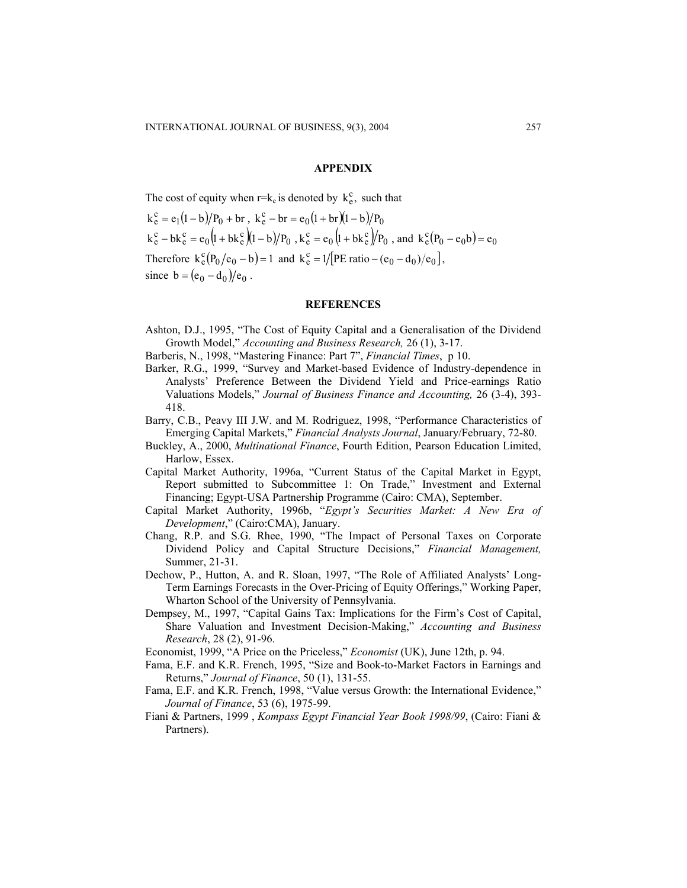## APPENDIX

The cost of equity when $r=k_e$ is denoted by $k_e^c$, such that

$$k_e^c = e_1(1-b)/P_0 + br\ ,\ k_e^c - br = e_0(1+br)(1-b)/P_0$$

$$k_e^c - bk_e^c = e_0\left(1+bk_e^c\right)(1-b)/P_0\ ,\ k_e^c = e_0\left(1+bk_e^c\right)/P_0\ \text{, and}\ k_e^c(P_0 - e_0 b) = e_0$$

Therefore $k_e^c(P_0/e_0 - b) = 1$ and $k_e^c = 1/\left[\text{PE ratio} - (e_0 - d_0)/e_0\right]$,

since $b = (e_0 - d_0)/e_0$.

## REFERENCES

Ashton, D.J., 1995, "The Cost of Equity Capital and a Generalisation of the Dividend Growth Model," *Accounting and Business Research,* 26 (1), 3-17.

Barberis, N., 1998, "Mastering Finance: Part 7", *Financial Times*, p 10.

Barker, R.G., 1999, "Survey and Market-based Evidence of Industry-dependence in Analysts' Preference Between the Dividend Yield and Price-earnings Ratio Valuations Models," *Journal of Business Finance and Accounting,* 26 (3-4), 393-418.

Barry, C.B., Peavy III J.W. and M. Rodriguez, 1998, "Performance Characteristics of Emerging Capital Markets," *Financial Analysts Journal*, January/February, 72-80.

Buckley, A., 2000, *Multinational Finance*, Fourth Edition, Pearson Education Limited, Harlow, Essex.

Capital Market Authority, 1996a, "Current Status of the Capital Market in Egypt, Report submitted to Subcommittee 1: On Trade," Investment and External Financing; Egypt-USA Partnership Programme (Cairo: CMA), September.

Capital Market Authority, 1996b, "*Egypt's Securities Market: A New Era of Development*," (Cairo:CMA), January.

Chang, R.P. and S.G. Rhee, 1990, "The Impact of Personal Taxes on Corporate Dividend Policy and Capital Structure Decisions," *Financial Management,* Summer, 21-31.

Dechow, P., Hutton, A. and R. Sloan, 1997, "The Role of Affiliated Analysts' Long-Term Earnings Forecasts in the Over-Pricing of Equity Offerings," Working Paper, Wharton School of the University of Pennsylvania.

Dempsey, M., 1997, "Capital Gains Tax: Implications for the Firm's Cost of Capital, Share Valuation and Investment Decision-Making," *Accounting and Business Research*, 28 (2), 91-96.

Economist, 1999, "A Price on the Priceless," *Economist* (UK), June 12th, p. 94.

Fama, E.F. and K.R. French, 1995, "Size and Book-to-Market Factors in Earnings and Returns," *Journal of Finance*, 50 (1), 131-55.

Fama, E.F. and K.R. French, 1998, "Value versus Growth: the International Evidence," *Journal of Finance*, 53 (6), 1975-99.

Fiani & Partners, 1999 , *Kompass Egypt Financial Year Book 1998/99*, (Cairo: Fiani & Partners).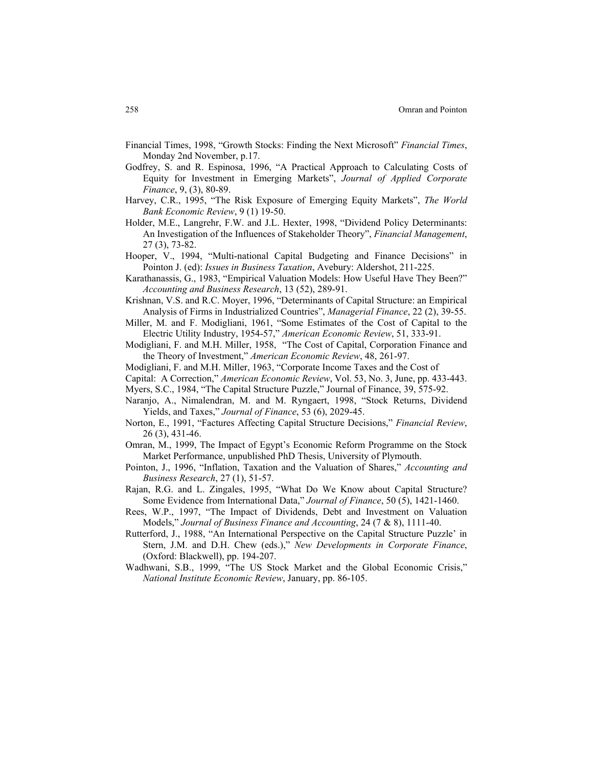Financial Times, 1998, "Growth Stocks: Finding the Next Microsoft" *Financial Times*, Monday 2nd November, p.17.

Godfrey, S. and R. Espinosa, 1996, "A Practical Approach to Calculating Costs of Equity for Investment in Emerging Markets", *Journal of Applied Corporate Finance*, 9, (3), 80-89.

Harvey, C.R., 1995, "The Risk Exposure of Emerging Equity Markets", *The World Bank Economic Review*, 9 (1) 19-50.

Holder, M.E., Langrehr, F.W. and J.L. Hexter, 1998, "Dividend Policy Determinants: An Investigation of the Influences of Stakeholder Theory", *Financial Management*, 27 (3), 73-82.

Hooper, V., 1994, "Multi-national Capital Budgeting and Finance Decisions" in Pointon J. (ed): *Issues in Business Taxation*, Avebury: Aldershot, 211-225.

Karathanassis, G., 1983, "Empirical Valuation Models: How Useful Have They Been?" *Accounting and Business Research*, 13 (52), 289-91.

Krishnan, V.S. and R.C. Moyer, 1996, "Determinants of Capital Structure: an Empirical Analysis of Firms in Industrialized Countries", *Managerial Finance*, 22 (2), 39-55.

Miller, M. and F. Modigliani, 1961, "Some Estimates of the Cost of Capital to the Electric Utility Industry, 1954-57," *American Economic Review*, 51, 333-91.

Modigliani, F. and M.H. Miller, 1958, "The Cost of Capital, Corporation Finance and the Theory of Investment," *American Economic Review*, 48, 261-97.

Modigliani, F. and M.H. Miller, 1963, "Corporate Income Taxes and the Cost of Capital: A Correction," *American Economic Review*, Vol. 53, No. 3, June, pp. 433-443.

Myers, S.C., 1984, "The Capital Structure Puzzle," Journal of Finance, 39, 575-92.

Naranjo, A., Nimalendran, M. and M. Ryngaert, 1998, "Stock Returns, Dividend Yields, and Taxes," *Journal of Finance*, 53 (6), 2029-45.

Norton, E., 1991, "Factures Affecting Capital Structure Decisions," *Financial Review*, 26 (3), 431-46.

Omran, M., 1999, The Impact of Egypt's Economic Reform Programme on the Stock Market Performance, unpublished PhD Thesis, University of Plymouth.

Pointon, J., 1996, "Inflation, Taxation and the Valuation of Shares," *Accounting and Business Research*, 27 (1), 51-57.

Rajan, R.G. and L. Zingales, 1995, "What Do We Know about Capital Structure? Some Evidence from International Data," *Journal of Finance*, 50 (5), 1421-1460.

Rees, W.P., 1997, "The Impact of Dividends, Debt and Investment on Valuation Models," *Journal of Business Finance and Accounting*, 24 (7 & 8), 1111-40.

Rutterford, J., 1988, "An International Perspective on the Capital Structure Puzzle' in Stern, J.M. and D.H. Chew (eds.)," *New Developments in Corporate Finance*, (Oxford: Blackwell), pp. 194-207.

Wadhwani, S.B., 1999, "The US Stock Market and the Global Economic Crisis," *National Institute Economic Review*, January, pp. 86-105.